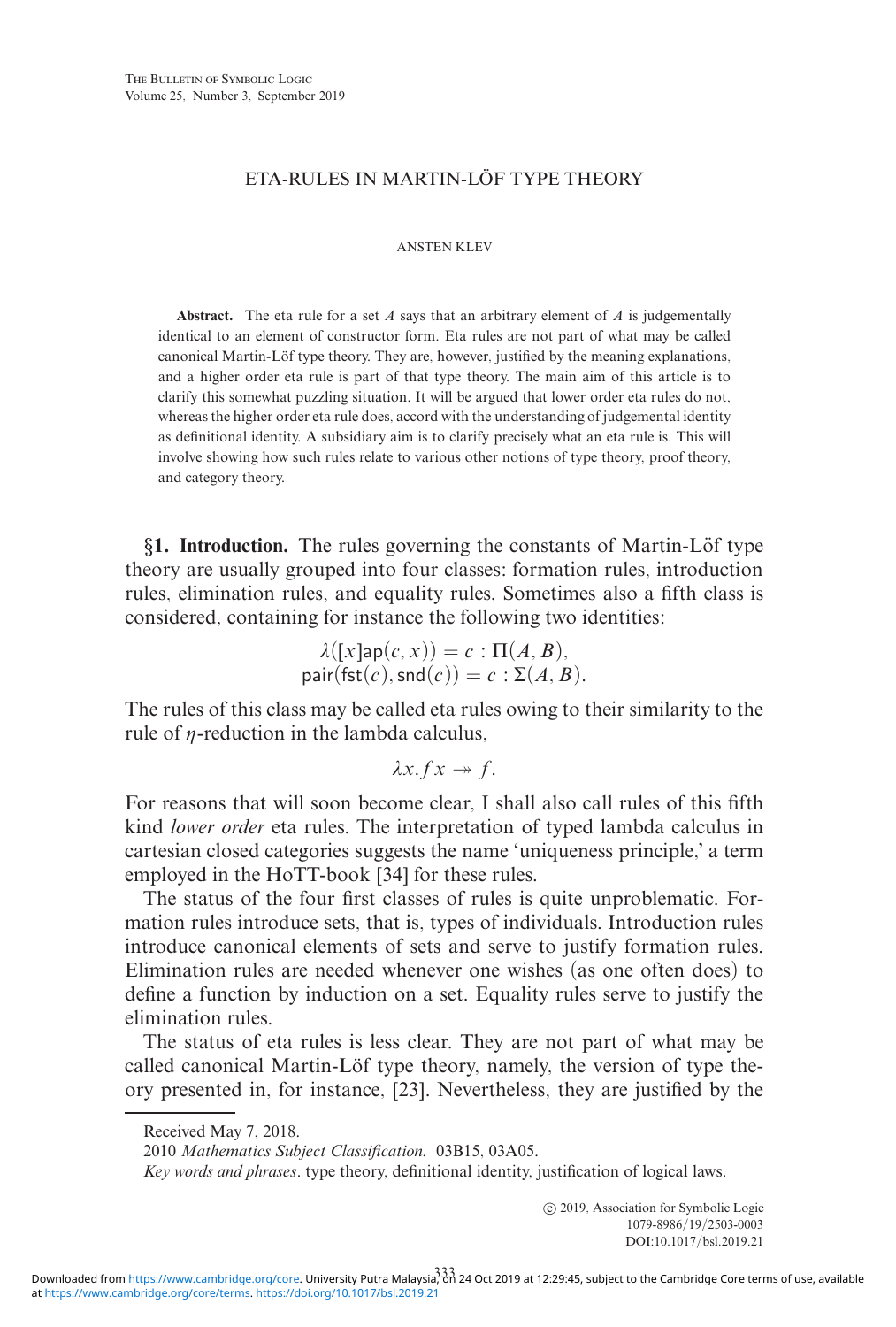# ETA-RULES IN MARTIN-LÖF TYPE THEORY

ANSTEN KLEV

**Abstract.** The eta rule for a set $A$ says that an arbitrary element of $A$ is judgementally identical to an element of constructor form. Eta rules are not part of what may be called canonical Martin-Löf type theory. They are, however, justified by the meaning explanations, and a higher order eta rule is part of that type theory. The main aim of this article is to clarify this somewhat puzzling situation. It will be argued that lower order eta rules do not, whereas the higher order eta rule does, accord with the understanding of judgemental identity as definitional identity. A subsidiary aim is to clarify precisely what an eta rule is. This will involve showing how such rules relate to various other notions of type theory, proof theory, and category theory.

## §1. Introduction.

The rules governing the constants of Martin-Löf type theory are usually grouped into four classes: formation rules, introduction rules, elimination rules, and equality rules. Sometimes also a fifth class is considered, containing for instance the following two identities:

$$\lambda([x]\mathsf{ap}(c, x)) = c : \Pi(A, B),$$
$$\mathsf{pair}(\mathsf{fst}(c), \mathsf{snd}(c)) = c : \Sigma(A, B).$$

The rules of this class may be called eta rules owing to their similarity to the rule of $\eta$-reduction in the lambda calculus,

$$\lambda x.fx \twoheadrightarrow f.$$

For reasons that will soon become clear, I shall also call rules of this fifth kind *lower order* eta rules. The interpretation of typed lambda calculus in cartesian closed categories suggests the name 'uniqueness principle,' a term employed in the HoTT-book [34] for these rules.

The status of the four first classes of rules is quite unproblematic. Formation rules introduce sets, that is, types of individuals. Introduction rules introduce canonical elements of sets and serve to justify formation rules. Elimination rules are needed whenever one wishes (as one often does) to define a function by induction on a set. Equality rules serve to justify the elimination rules.

The status of eta rules is less clear. They are not part of what may be called canonical Martin-Löf type theory, namely, the version of type theory presented in, for instance, [23]. Nevertheless, they are justified by the

Received May 7, 2018.

2010 *Mathematics Subject Classification.* 03B15, 03A05.

*Key words and phrases*. type theory, definitional identity, justification of logical laws.

© 2019, Association for Symbolic Logic
1079-8986/19/2503-0003
DOI:10.1017/bsl.2019.21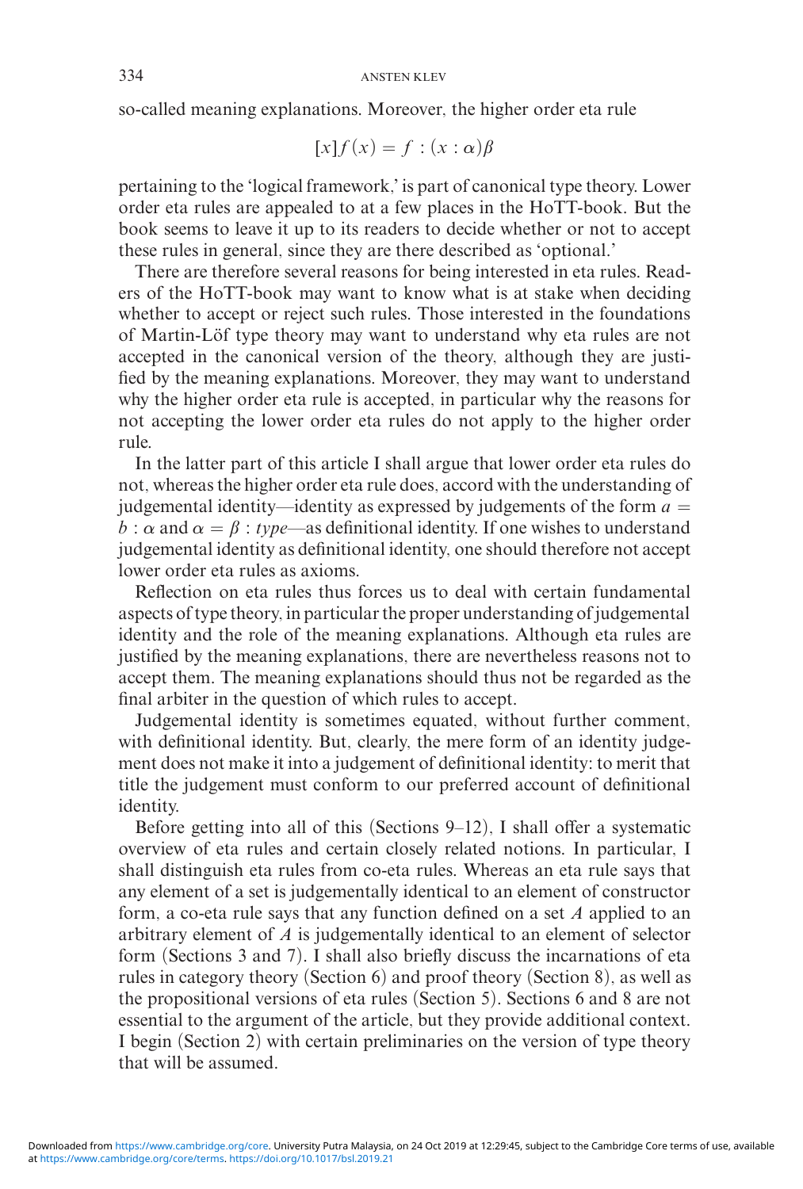so-called meaning explanations. Moreover, the higher order eta rule

$$[x]f(x) = f : (x : \alpha)\beta$$

pertaining to the 'logical framework,' is part of canonical type theory. Lower order eta rules are appealed to at a few places in the HoTT-book. But the book seems to leave it up to its readers to decide whether or not to accept these rules in general, since they are there described as 'optional.'

There are therefore several reasons for being interested in eta rules. Readers of the HoTT-book may want to know what is at stake when deciding whether to accept or reject such rules. Those interested in the foundations of Martin-Löf type theory may want to understand why eta rules are not accepted in the canonical version of the theory, although they are justified by the meaning explanations. Moreover, they may want to understand why the higher order eta rule is accepted, in particular why the reasons for not accepting the lower order eta rules do not apply to the higher order rule.

In the latter part of this article I shall argue that lower order eta rules do not, whereas the higher order eta rule does, accord with the understanding of judgemental identity—identity as expressed by judgements of the form $a = b : \alpha$ and $\alpha = \beta : type$—as definitional identity. If one wishes to understand judgemental identity as definitional identity, one should therefore not accept lower order eta rules as axioms.

Reflection on eta rules thus forces us to deal with certain fundamental aspects of type theory, in particular the proper understanding of judgemental identity and the role of the meaning explanations. Although eta rules are justified by the meaning explanations, there are nevertheless reasons not to accept them. The meaning explanations should thus not be regarded as the final arbiter in the question of which rules to accept.

Judgemental identity is sometimes equated, without further comment, with definitional identity. But, clearly, the mere form of an identity judgement does not make it into a judgement of definitional identity: to merit that title the judgement must conform to our preferred account of definitional identity.

Before getting into all of this (Sections 9–12), I shall offer a systematic overview of eta rules and certain closely related notions. In particular, I shall distinguish eta rules from co-eta rules. Whereas an eta rule says that any element of a set is judgementally identical to an element of constructor form, a co-eta rule says that any function defined on a set $A$ applied to an arbitrary element of $A$ is judgementally identical to an element of selector form (Sections 3 and 7). I shall also briefly discuss the incarnations of eta rules in category theory (Section 6) and proof theory (Section 8), as well as the propositional versions of eta rules (Section 5). Sections 6 and 8 are not essential to the argument of the article, but they provide additional context. I begin (Section 2) with certain preliminaries on the version of type theory that will be assumed.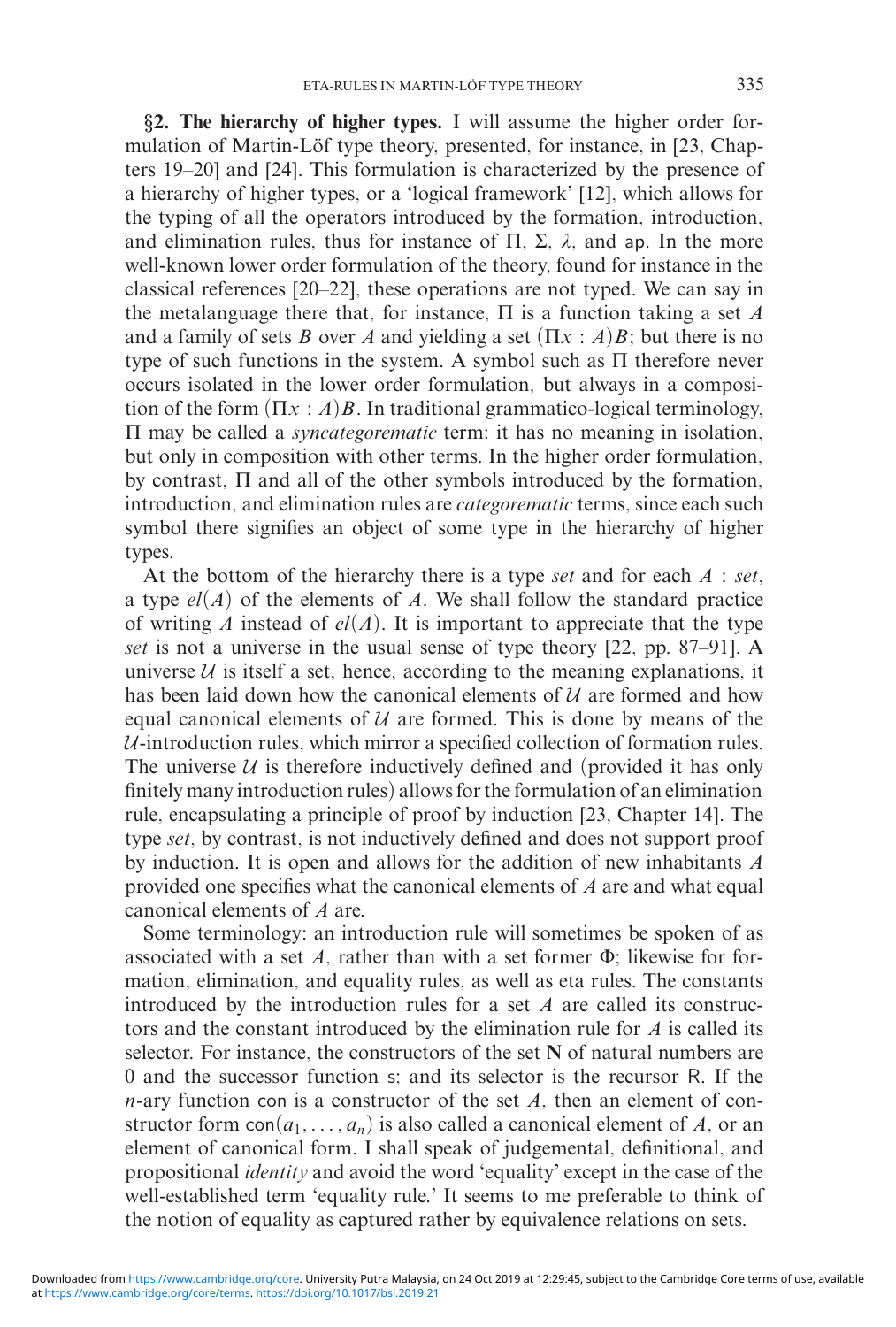**§2. The hierarchy of higher types.** I will assume the higher order formulation of Martin-Löf type theory, presented, for instance, in [23, Chapters 19–20] and [24]. This formulation is characterized by the presence of a hierarchy of higher types, or a 'logical framework' [12], which allows for the typing of all the operators introduced by the formation, introduction, and elimination rules, thus for instance of $\Pi$, $\Sigma$, $\lambda$, and $\mathsf{ap}$. In the more well-known lower order formulation of the theory, found for instance in the classical references [20–22], these operations are not typed. We can say in the metalanguage there that, for instance, $\Pi$ is a function taking a set $A$ and a family of sets $B$ over $A$ and yielding a set $(\Pi x : A)B$; but there is no type of such functions in the system. A symbol such as $\Pi$ therefore never occurs isolated in the lower order formulation, but always in a composition of the form $(\Pi x : A)B$. In traditional grammatico-logical terminology, $\Pi$ may be called a *syncategorematic* term: it has no meaning in isolation, but only in composition with other terms. In the higher order formulation, by contrast, $\Pi$ and all of the other symbols introduced by the formation, introduction, and elimination rules are *categorematic* terms, since each such symbol there signifies an object of some type in the hierarchy of higher types.

At the bottom of the hierarchy there is a type *set* and for each $A$ : *set*, a type $el(A)$ of the elements of $A$. We shall follow the standard practice of writing $A$ instead of $el(A)$. It is important to appreciate that the type *set* is not a universe in the usual sense of type theory [22, pp. 87–91]. A universe $\mathcal{U}$ is itself a set, hence, according to the meaning explanations, it has been laid down how the canonical elements of $\mathcal{U}$ are formed and how equal canonical elements of $\mathcal{U}$ are formed. This is done by means of the $\mathcal{U}$-introduction rules, which mirror a specified collection of formation rules. The universe $\mathcal{U}$ is therefore inductively defined and (provided it has only finitely many introduction rules) allows for the formulation of an elimination rule, encapsulating a principle of proof by induction [23, Chapter 14]. The type *set*, by contrast, is not inductively defined and does not support proof by induction. It is open and allows for the addition of new inhabitants $A$ provided one specifies what the canonical elements of $A$ are and what equal canonical elements of $A$ are.

Some terminology: an introduction rule will sometimes be spoken of as associated with a set $A$, rather than with a set former $\Phi$; likewise for formation, elimination, and equality rules, as well as eta rules. The constants introduced by the introduction rules for a set $A$ are called its constructors and the constant introduced by the elimination rule for $A$ is called its selector. For instance, the constructors of the set $\mathbf{N}$ of natural numbers are $0$ and the successor function $\mathsf{s}$; and its selector is the recursor $\mathsf{R}$. If the $n$-ary function $\mathsf{con}$ is a constructor of the set $A$, then an element of constructor form $\mathsf{con}(a_1, \ldots, a_n)$ is also called a canonical element of $A$, or an element of canonical form. I shall speak of judgemental, definitional, and propositional *identity* and avoid the word 'equality' except in the case of the well-established term 'equality rule.' It seems to me preferable to think of the notion of equality as captured rather by equivalence relations on sets.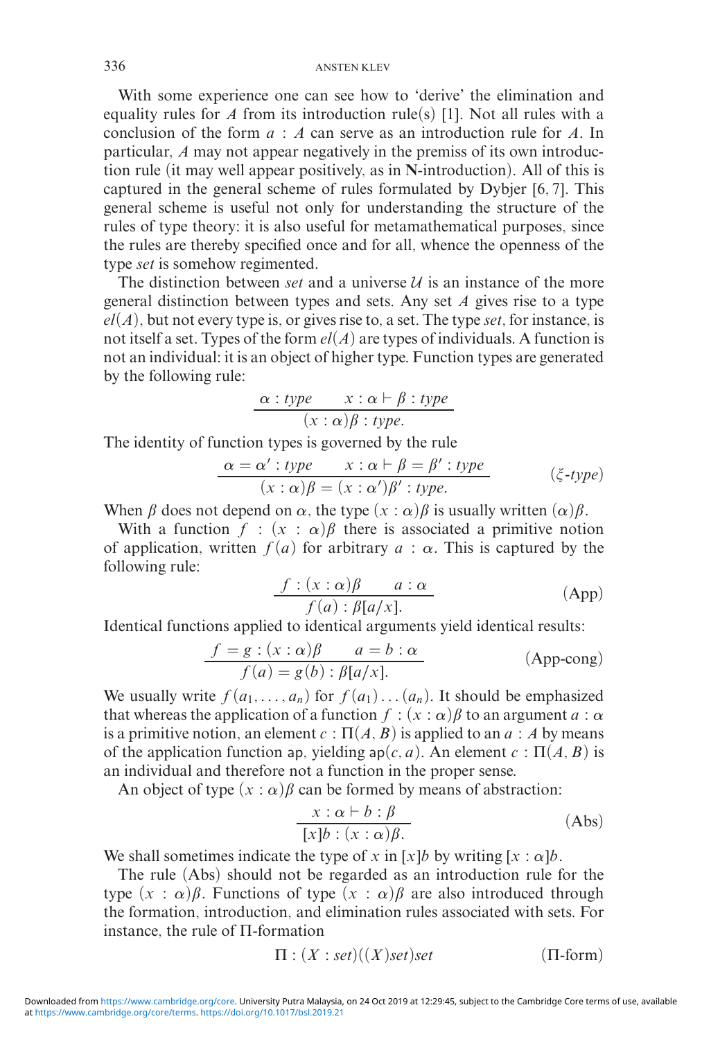With some experience one can see how to 'derive' the elimination and equality rules for $A$ from its introduction rule(s) [1]. Not all rules with a conclusion of the form $a : A$ can serve as an introduction rule for $A$. In particular, $A$ may not appear negatively in the premiss of its own introduction rule (it may well appear positively, as in **N**-introduction). All of this is captured in the general scheme of rules formulated by Dybjer [6, 7]. This general scheme is useful not only for understanding the structure of the rules of type theory: it is also useful for metamathematical purposes, since the rules are thereby specified once and for all, whence the openness of the type *set* is somehow regimented.

The distinction between *set* and a universe $\mathcal{U}$ is an instance of the more general distinction between types and sets. Any set $A$ gives rise to a type $el(A)$, but not every type is, or gives rise to, a set. The type *set*, for instance, is not itself a set. Types of the form $el(A)$ are types of individuals. A function is not an individual: it is an object of higher type. Function types are generated by the following rule:

$$\frac{\alpha : type \qquad x : \alpha \vdash \beta : type}{(x : \alpha)\beta : type.}$$

The identity of function types is governed by the rule

$$\frac{\alpha = \alpha' : type \qquad x : \alpha \vdash \beta = \beta' : type}{(x : \alpha)\beta = (x : \alpha')\beta' : type.} \qquad (\xi\text{-}type)$$

When $\beta$ does not depend on $\alpha$, the type $(x : \alpha)\beta$ is usually written $(\alpha)\beta$.

With a function $f : (x : \alpha)\beta$ there is associated a primitive notion of application, written $f(a)$ for arbitrary $a : \alpha$. This is captured by the following rule:

$$\frac{f : (x : \alpha)\beta \qquad a : \alpha}{f(a) : \beta[a/x].} \qquad \text{(App)}$$

Identical functions applied to identical arguments yield identical results:

$$\frac{f = g : (x : \alpha)\beta \qquad a = b : \alpha}{f(a) = g(b) : \beta[a/x].} \qquad \text{(App-cong)}$$

We usually write $f(a_1, \ldots, a_n)$ for $f(a_1)\ldots(a_n)$. It should be emphasized that whereas the application of a function $f : (x : \alpha)\beta$ to an argument $a : \alpha$ is a primitive notion, an element $c : \Pi(A, B)$ is applied to an $a : A$ by means of the application function $\mathsf{ap}$, yielding $\mathsf{ap}(c, a)$. An element $c : \Pi(A, B)$ is an individual and therefore not a function in the proper sense.

An object of type $(x : \alpha)\beta$ can be formed by means of abstraction:

$$\frac{x : \alpha \vdash b : \beta}{[x]b : (x : \alpha)\beta.} \qquad \text{(Abs)}$$

We shall sometimes indicate the type of $x$ in $[x]b$ by writing $[x : \alpha]b$.

The rule (Abs) should not be regarded as an introduction rule for the type $(x : \alpha)\beta$. Functions of type $(x : \alpha)\beta$ are also introduced through the formation, introduction, and elimination rules associated with sets. For instance, the rule of $\Pi$-formation

$$\Pi : (X : set)((X)set)set \qquad (\Pi\text{-form})$$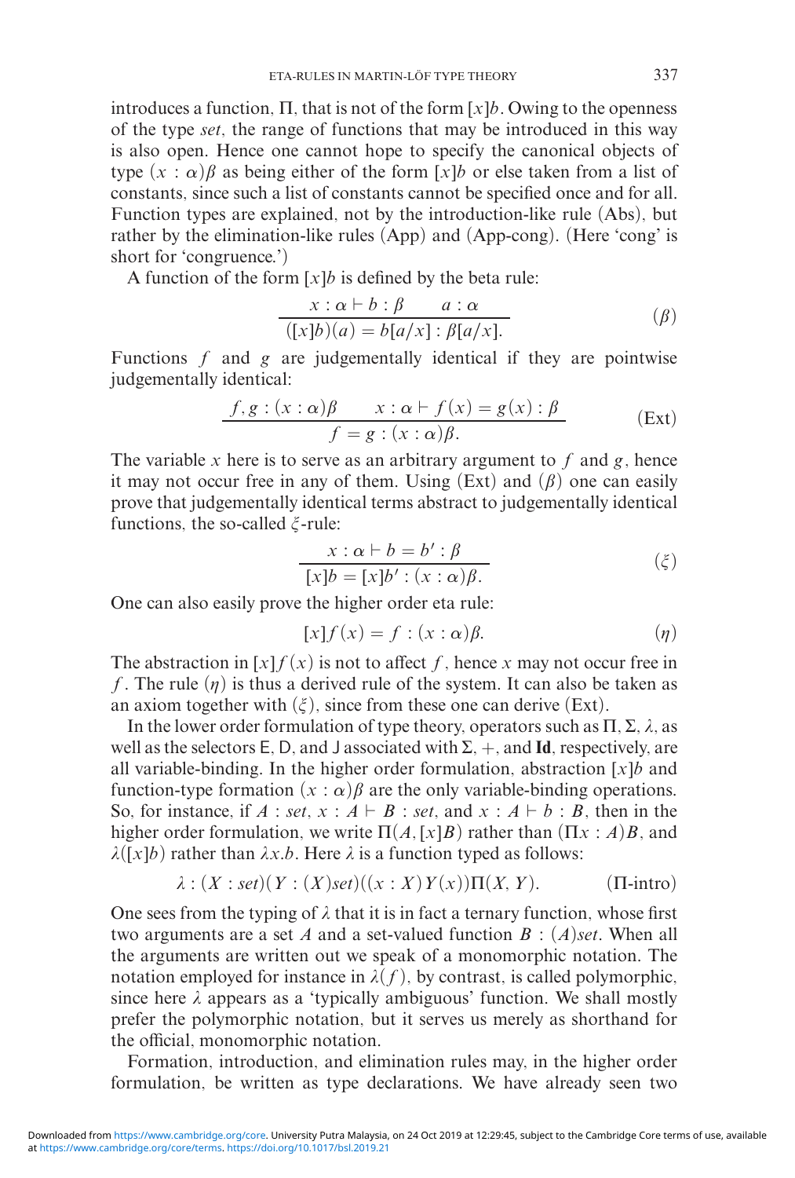introduces a function, $\Pi$, that is not of the form $[x]b$. Owing to the openness of the type *set*, the range of functions that may be introduced in this way is also open. Hence one cannot hope to specify the canonical objects of type $(x : \alpha)\beta$ as being either of the form $[x]b$ or else taken from a list of constants, since such a list of constants cannot be specified once and for all. Function types are explained, not by the introduction-like rule (Abs), but rather by the elimination-like rules (App) and (App-cong). (Here 'cong' is short for 'congruence.')

A function of the form $[x]b$ is defined by the beta rule:

$$\frac{x : \alpha \vdash b : \beta \qquad a : \alpha}{([x]b)(a) = b[a/x] : \beta[a/x].} \tag{$\beta$}$$

Functions $f$ and $g$ are judgementally identical if they are pointwise judgementally identical:

$$\frac{f, g : (x : \alpha)\beta \qquad x : \alpha \vdash f(x) = g(x) : \beta}{f = g : (x : \alpha)\beta.} \tag{Ext}$$

The variable $x$ here is to serve as an arbitrary argument to $f$ and $g$, hence it may not occur free in any of them. Using (Ext) and ($\beta$) one can easily prove that judgementally identical terms abstract to judgementally identical functions, the so-called $\xi$-rule:

$$\frac{x : \alpha \vdash b = b' : \beta}{[x]b = [x]b' : (x : \alpha)\beta.} \tag{$\xi$}$$

One can also easily prove the higher order eta rule:

$$[x]f(x) = f : (x : \alpha)\beta. \tag{$\eta$}$$

The abstraction in $[x]f(x)$ is not to affect $f$, hence $x$ may not occur free in $f$. The rule ($\eta$) is thus a derived rule of the system. It can also be taken as an axiom together with ($\xi$), since from these one can derive (Ext).

In the lower order formulation of type theory, operators such as $\Pi$, $\Sigma$, $\lambda$, as well as the selectors $\mathsf{E}$, $\mathsf{D}$, and $\mathsf{J}$ associated with $\Sigma$, $+$, and $\mathbf{Id}$, respectively, are all variable-binding. In the higher order formulation, abstraction $[x]b$ and function-type formation $(x : \alpha)\beta$ are the only variable-binding operations. So, for instance, if $A : set$, $x : A \vdash B : set$, and $x : A \vdash b : B$, then in the higher order formulation, we write $\Pi(A, [x]B)$ rather than $(\Pi x : A)B$, and $\lambda([x]b)$ rather than $\lambda x.b$. Here $\lambda$ is a function typed as follows:

$$\lambda : (X : set)(Y : (X)set)((x : X)Y(x))\Pi(X, Y). \tag{$\Pi$-intro}$$

One sees from the typing of $\lambda$ that it is in fact a ternary function, whose first two arguments are a set $A$ and a set-valued function $B : (A)set$. When all the arguments are written out we speak of a monomorphic notation. The notation employed for instance in $\lambda(f)$, by contrast, is called polymorphic, since here $\lambda$ appears as a 'typically ambiguous' function. We shall mostly prefer the polymorphic notation, but it serves us merely as shorthand for the official, monomorphic notation.

Formation, introduction, and elimination rules may, in the higher order formulation, be written as type declarations. We have already seen two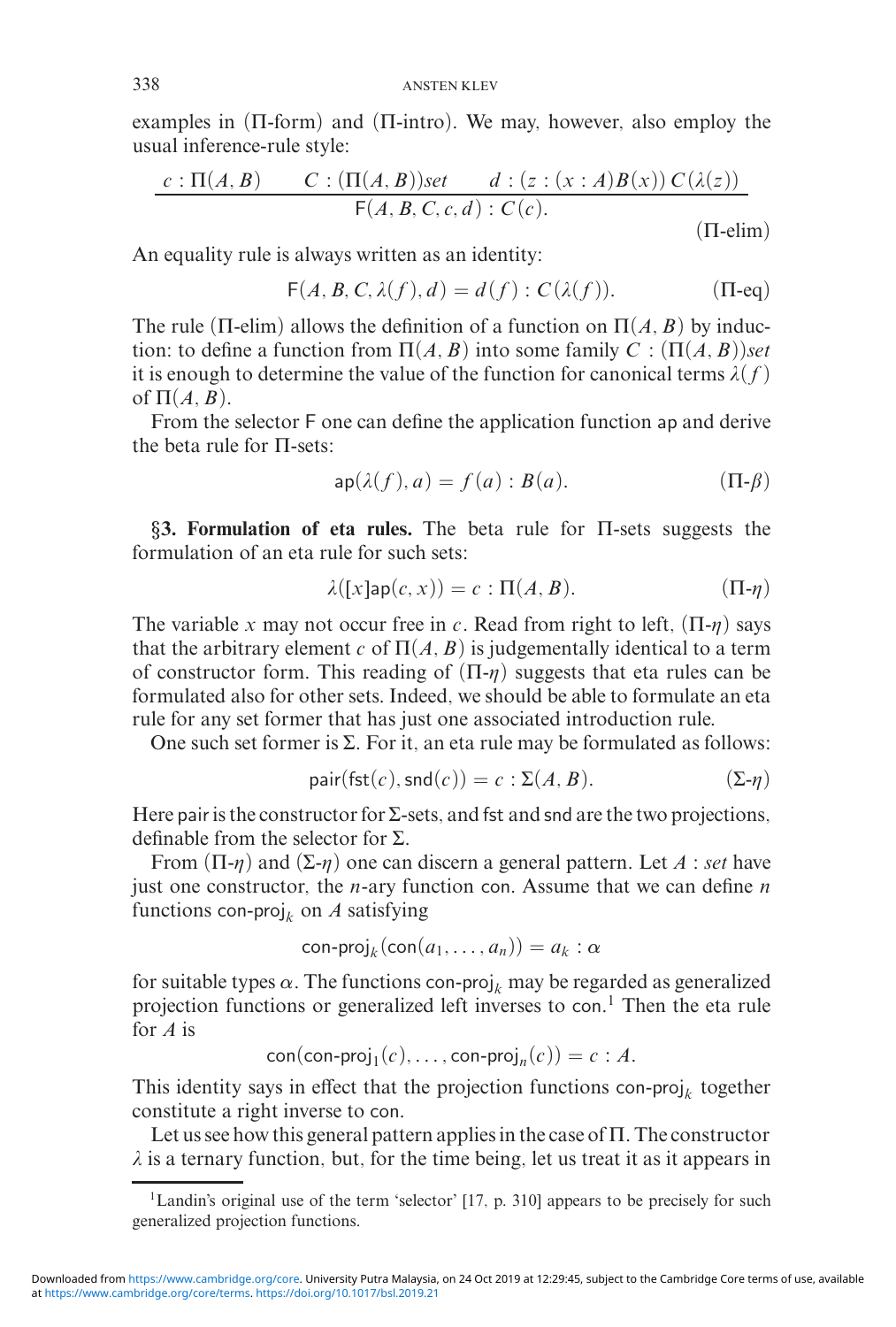examples in (Π-form) and (Π-intro). We may, however, also employ the usual inference-rule style:

$$\frac{c : \Pi(A, B) \qquad C : (\Pi(A, B))set \qquad d : (z : (x : A)B(x))\, C(\lambda(z))}{\mathsf{F}(A, B, C, c, d) : C(c).} \tag{Π-elim}$$

An equality rule is always written as an identity:

$$\mathsf{F}(A, B, C, \lambda(f), d) = d(f) : C(\lambda(f)). \tag{Π-eq}$$

The rule (Π-elim) allows the definition of a function on $\Pi(A, B)$ by induction: to define a function from $\Pi(A, B)$ into some family $C : (\Pi(A, B))set$ it is enough to determine the value of the function for canonical terms $\lambda(f)$ of $\Pi(A, B)$.

From the selector $\mathsf{F}$ one can define the application function $\mathsf{ap}$ and derive the beta rule for Π-sets:

$$\mathsf{ap}(\lambda(f), a) = f(a) : B(a). \tag{Π-β}$$

**§3. Formulation of eta rules.** The beta rule for Π-sets suggests the formulation of an eta rule for such sets:

$$\lambda([x]\mathsf{ap}(c, x)) = c : \Pi(A, B). \tag{Π-η}$$

The variable $x$ may not occur free in $c$. Read from right to left, (Π-η) says that the arbitrary element $c$ of $\Pi(A, B)$ is judgementally identical to a term of constructor form. This reading of (Π-η) suggests that eta rules can be formulated also for other sets. Indeed, we should be able to formulate an eta rule for any set former that has just one associated introduction rule.

One such set former is Σ. For it, an eta rule may be formulated as follows:

$$\mathsf{pair}(\mathsf{fst}(c), \mathsf{snd}(c)) = c : \Sigma(A, B). \tag{Σ-η}$$

Here $\mathsf{pair}$ is the constructor for Σ-sets, and $\mathsf{fst}$ and $\mathsf{snd}$ are the two projections, definable from the selector for Σ.

From (Π-η) and (Σ-η) one can discern a general pattern. Let $A : set$ have just one constructor, the $n$-ary function $\mathsf{con}$. Assume that we can define $n$ functions $\mathsf{con\text{-}proj}_k$ on $A$ satisfying

$$\mathsf{con\text{-}proj}_k(\mathsf{con}(a_1, \dots, a_n)) = a_k : \alpha$$

for suitable types $\alpha$. The functions $\mathsf{con\text{-}proj}_k$ may be regarded as generalized projection functions or generalized left inverses to $\mathsf{con}$.[1] Then the eta rule for $A$ is

$$\mathsf{con}(\mathsf{con\text{-}proj}_1(c), \dots, \mathsf{con\text{-}proj}_n(c)) = c : A.$$

This identity says in effect that the projection functions $\mathsf{con\text{-}proj}_k$ together constitute a right inverse to $\mathsf{con}$.

Let us see how this general pattern applies in the case of Π. The constructor $\lambda$ is a ternary function, but, for the time being, let us treat it as it appears in

---

[1] Landin's original use of the term 'selector' [17, p. 310] appears to be precisely for such generalized projection functions.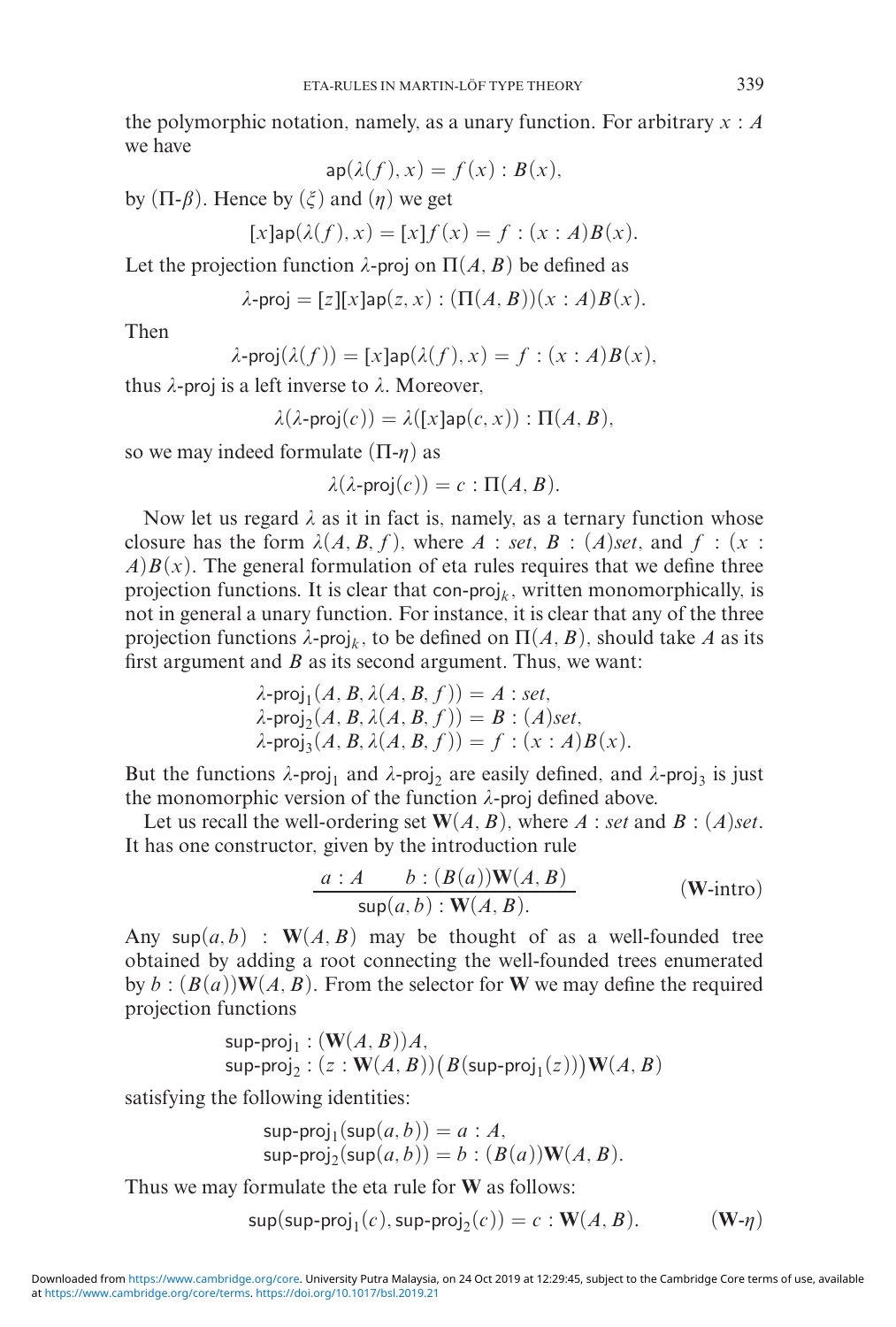the polymorphic notation, namely, as a unary function. For arbitrary $x : A$ we have

$$\mathsf{ap}(\lambda(f), x) = f(x) : B(x),$$

by ($\Pi$-$\beta$). Hence by ($\xi$) and ($\eta$) we get

$$[x]\mathsf{ap}(\lambda(f), x) = [x]f(x) = f : (x : A)B(x).$$

Let the projection function $\lambda$-$\mathsf{proj}$ on $\Pi(A, B)$ be defined as

$$\lambda\text{-}\mathsf{proj} = [z][x]\mathsf{ap}(z, x) : (\Pi(A, B))(x : A)B(x).$$

Then

$$\lambda\text{-}\mathsf{proj}(\lambda(f)) = [x]\mathsf{ap}(\lambda(f), x) = f : (x : A)B(x),$$

thus $\lambda$-$\mathsf{proj}$ is a left inverse to $\lambda$. Moreover,

$$\lambda(\lambda\text{-}\mathsf{proj}(c)) = \lambda([x]\mathsf{ap}(c, x)) : \Pi(A, B),$$

so we may indeed formulate ($\Pi$-$\eta$) as

$$\lambda(\lambda\text{-}\mathsf{proj}(c)) = c : \Pi(A, B).$$

Now let us regard $\lambda$ as it in fact is, namely, as a ternary function whose closure has the form $\lambda(A, B, f)$, where $A : set$, $B : (A)set$, and $f : (x : A)B(x)$. The general formulation of eta rules requires that we define three projection functions. It is clear that $\mathsf{con}\text{-}\mathsf{proj}_k$, written monomorphically, is not in general a unary function. For instance, it is clear that any of the three projection functions $\lambda$-$\mathsf{proj}_k$, to be defined on $\Pi(A, B)$, should take $A$ as its first argument and $B$ as its second argument. Thus, we want:

$$\begin{aligned}
&\lambda\text{-}\mathsf{proj}_1(A, B, \lambda(A, B, f)) = A : set,\\
&\lambda\text{-}\mathsf{proj}_2(A, B, \lambda(A, B, f)) = B : (A)set,\\
&\lambda\text{-}\mathsf{proj}_3(A, B, \lambda(A, B, f)) = f : (x : A)B(x).
\end{aligned}$$

But the functions $\lambda$-$\mathsf{proj}_1$ and $\lambda$-$\mathsf{proj}_2$ are easily defined, and $\lambda$-$\mathsf{proj}_3$ is just the monomorphic version of the function $\lambda$-$\mathsf{proj}$ defined above.

Let us recall the well-ordering set $\mathbf{W}(A, B)$, where $A : set$ and $B : (A)set$. It has one constructor, given by the introduction rule

$$\frac{a : A \qquad b : (B(a))\mathbf{W}(A, B)}{\mathsf{sup}(a, b) : \mathbf{W}(A, B).} \qquad (\mathbf{W}\text{-intro})$$

Any $\mathsf{sup}(a, b) : \mathbf{W}(A, B)$ may be thought of as a well-founded tree obtained by adding a root connecting the well-founded trees enumerated by $b : (B(a))\mathbf{W}(A, B)$. From the selector for $\mathbf{W}$ we may define the required projection functions

$$\begin{aligned}
&\mathsf{sup}\text{-}\mathsf{proj}_1 : (\mathbf{W}(A, B))A,\\
&\mathsf{sup}\text{-}\mathsf{proj}_2 : (z : \mathbf{W}(A, B))\big(B(\mathsf{sup}\text{-}\mathsf{proj}_1(z))\big)\mathbf{W}(A, B)
\end{aligned}$$

satisfying the following identities:

$$\begin{aligned}
&\mathsf{sup}\text{-}\mathsf{proj}_1(\mathsf{sup}(a, b)) = a : A,\\
&\mathsf{sup}\text{-}\mathsf{proj}_2(\mathsf{sup}(a, b)) = b : (B(a))\mathbf{W}(A, B).
\end{aligned}$$

Thus we may formulate the eta rule for $\mathbf{W}$ as follows:

$$\mathsf{sup}(\mathsf{sup}\text{-}\mathsf{proj}_1(c), \mathsf{sup}\text{-}\mathsf{proj}_2(c)) = c : \mathbf{W}(A, B). \qquad (\mathbf{W}\text{-}\eta)$$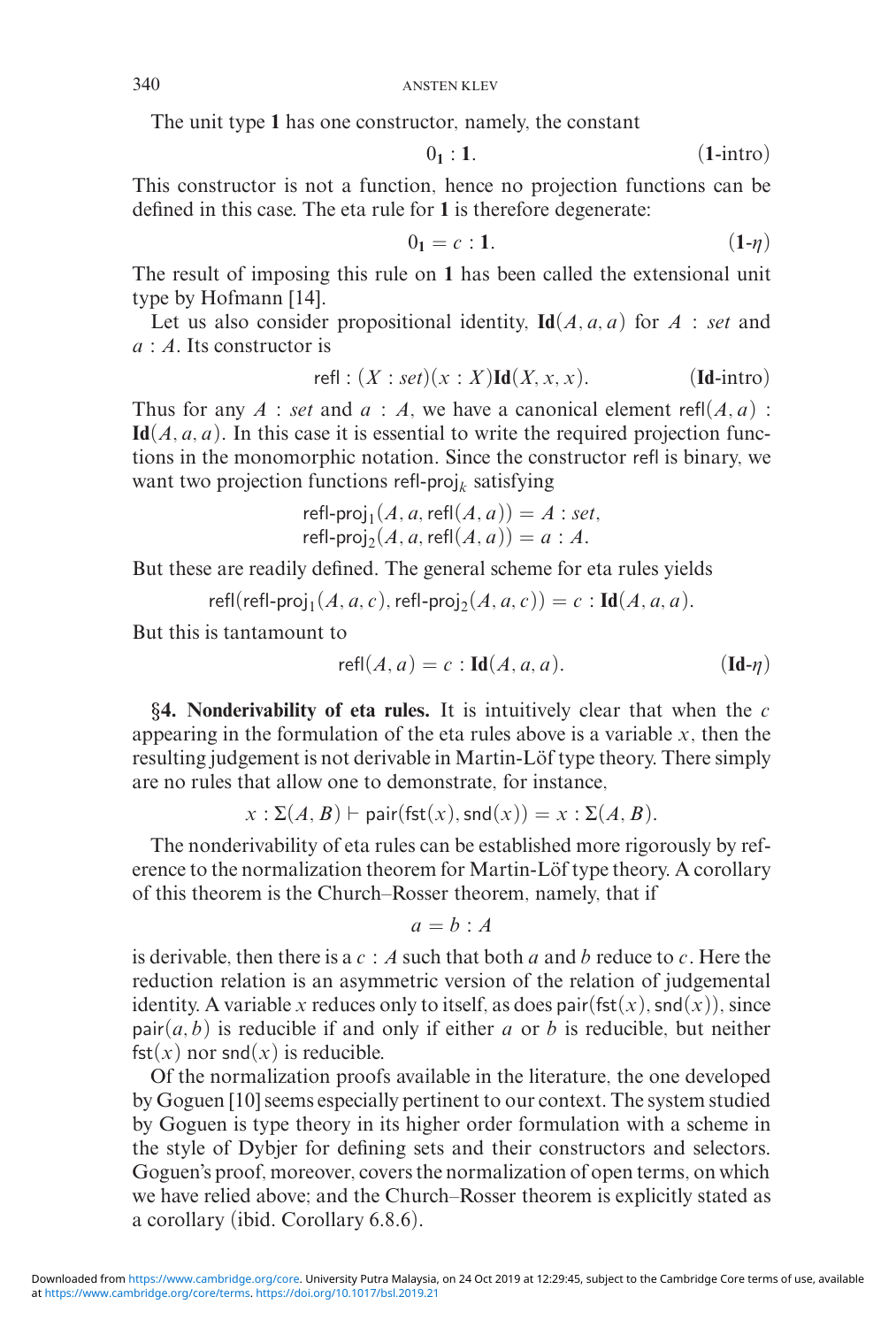The unit type **1** has one constructor, namely, the constant

$$0_{\mathbf{1}} : \mathbf{1}. \tag{$\mathbf{1}$-intro}$$

This constructor is not a function, hence no projection functions can be defined in this case. The eta rule for **1** is therefore degenerate:

$$0_{\mathbf{1}} = c : \mathbf{1}. \tag{$\mathbf{1}$-$\eta$}$$

The result of imposing this rule on **1** has been called the extensional unit type by Hofmann [14].

Let us also consider propositional identity, $\mathbf{Id}(A, a, a)$ for $A : set$ and $a : A$. Its constructor is

$$\mathsf{refl} : (X : set)(x : X)\mathbf{Id}(X, x, x). \tag{$\mathbf{Id}$-intro}$$

Thus for any $A : set$ and $a : A$, we have a canonical element $\mathsf{refl}(A, a) : \mathbf{Id}(A, a, a)$. In this case it is essential to write the required projection functions in the monomorphic notation. Since the constructor $\mathsf{refl}$ is binary, we want two projection functions $\mathsf{refl\text{-}proj}_k$ satisfying

$$\mathsf{refl\text{-}proj}_1(A, a, \mathsf{refl}(A, a)) = A : set,$$
$$\mathsf{refl\text{-}proj}_2(A, a, \mathsf{refl}(A, a)) = a : A.$$

But these are readily defined. The general scheme for eta rules yields

$$\mathsf{refl}(\mathsf{refl\text{-}proj}_1(A, a, c), \mathsf{refl\text{-}proj}_2(A, a, c)) = c : \mathbf{Id}(A, a, a).$$

But this is tantamount to

$$\mathsf{refl}(A, a) = c : \mathbf{Id}(A, a, a). \tag{$\mathbf{Id}$-$\eta$}$$

## §4. Nonderivability of eta rules.

It is intuitively clear that when the $c$ appearing in the formulation of the eta rules above is a variable $x$, then the resulting judgement is not derivable in Martin-Löf type theory. There simply are no rules that allow one to demonstrate, for instance,

$$x : \Sigma(A, B) \vdash \mathsf{pair}(\mathsf{fst}(x), \mathsf{snd}(x)) = x : \Sigma(A, B).$$

The nonderivability of eta rules can be established more rigorously by reference to the normalization theorem for Martin-Löf type theory. A corollary of this theorem is the Church–Rosser theorem, namely, that if

$$a = b : A$$

is derivable, then there is a $c : A$ such that both $a$ and $b$ reduce to $c$. Here the reduction relation is an asymmetric version of the relation of judgemental identity. A variable $x$ reduces only to itself, as does $\mathsf{pair}(\mathsf{fst}(x), \mathsf{snd}(x))$, since $\mathsf{pair}(a, b)$ is reducible if and only if either $a$ or $b$ is reducible, but neither $\mathsf{fst}(x)$ nor $\mathsf{snd}(x)$ is reducible.

Of the normalization proofs available in the literature, the one developed by Goguen [10] seems especially pertinent to our context. The system studied by Goguen is type theory in its higher order formulation with a scheme in the style of Dybjer for defining sets and their constructors and selectors. Goguen's proof, moreover, covers the normalization of open terms, on which we have relied above; and the Church–Rosser theorem is explicitly stated as a corollary (ibid. Corollary 6.8.6).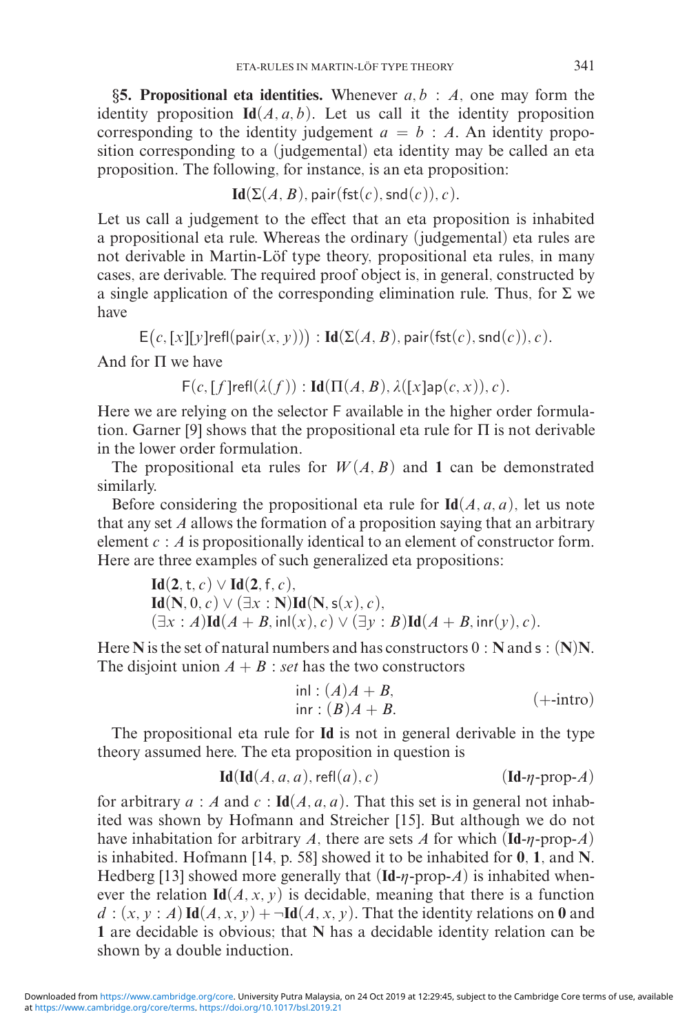**§5. Propositional eta identities.** Whenever $a, b : A$, one may form the identity proposition $\mathbf{Id}(A, a, b)$. Let us call it the identity proposition corresponding to the identity judgement $a = b : A$. An identity proposition corresponding to a (judgemental) eta identity may be called an eta proposition. The following, for instance, is an eta proposition:

$$\mathbf{Id}(\Sigma(A, B), \mathsf{pair}(\mathsf{fst}(c), \mathsf{snd}(c)), c).$$

Let us call a judgement to the effect that an eta proposition is inhabited a propositional eta rule. Whereas the ordinary (judgemental) eta rules are not derivable in Martin-Löf type theory, propositional eta rules, in many cases, are derivable. The required proof object is, in general, constructed by a single application of the corresponding elimination rule. Thus, for $\Sigma$ we have

$$\mathsf{E}\big(c, [x][y]\mathsf{refl}(\mathsf{pair}(x, y))\big) : \mathbf{Id}(\Sigma(A, B), \mathsf{pair}(\mathsf{fst}(c), \mathsf{snd}(c)), c).$$

And for $\Pi$ we have

$$\mathsf{F}(c, [f]\mathsf{refl}(\lambda(f)) : \mathbf{Id}(\Pi(A, B), \lambda([x]\mathsf{ap}(c, x)), c).$$

Here we are relying on the selector $\mathsf{F}$ available in the higher order formulation. Garner [9] shows that the propositional eta rule for $\Pi$ is not derivable in the lower order formulation.

The propositional eta rules for $W(A, B)$ and $\mathbf{1}$ can be demonstrated similarly.

Before considering the propositional eta rule for $\mathbf{Id}(A, a, a)$, let us note that any set $A$ allows the formation of a proposition saying that an arbitrary element $c : A$ is propositionally identical to an element of constructor form. Here are three examples of such generalized eta propositions:

$$\begin{aligned}
&\mathbf{Id}(\mathbf{2}, \mathsf{t}, c) \vee \mathbf{Id}(\mathbf{2}, \mathsf{f}, c),\\
&\mathbf{Id}(\mathbf{N}, 0, c) \vee (\exists x : \mathbf{N})\mathbf{Id}(\mathbf{N}, \mathsf{s}(x), c),\\
&(\exists x : A)\mathbf{Id}(A + B, \mathsf{inl}(x), c) \vee (\exists y : B)\mathbf{Id}(A + B, \mathsf{inr}(y), c).
\end{aligned}$$

Here $\mathbf{N}$ is the set of natural numbers and has constructors $0 : \mathbf{N}$ and $\mathsf{s} : (\mathbf{N})\mathbf{N}$. The disjoint union $A + B : set$ has the two constructors

$$\begin{aligned}
&\mathsf{inl} : (A)A + B,\\
&\mathsf{inr} : (B)A + B.
\end{aligned} \qquad (+\text{-intro})$$

The propositional eta rule for $\mathbf{Id}$ is not in general derivable in the type theory assumed here. The eta proposition in question is

$$\mathbf{Id}(\mathbf{Id}(A, a, a), \mathsf{refl}(a), c) \qquad (\mathbf{Id}\text{-}\eta\text{-prop-}A)$$

for arbitrary $a : A$ and $c : \mathbf{Id}(A, a, a)$. That this set is in general not inhabited was shown by Hofmann and Streicher [15]. But although we do not have inhabitation for arbitrary $A$, there are sets $A$ for which ($\mathbf{Id}$-$\eta$-prop-$A$) is inhabited. Hofmann [14, p. 58] showed it to be inhabited for $\mathbf{0}$, $\mathbf{1}$, and $\mathbf{N}$. Hedberg [13] showed more generally that ($\mathbf{Id}$-$\eta$-prop-$A$) is inhabited whenever the relation $\mathbf{Id}(A, x, y)$ is decidable, meaning that there is a function $d : (x, y : A)\, \mathbf{Id}(A, x, y) + \neg\mathbf{Id}(A, x, y)$. That the identity relations on $\mathbf{0}$ and $\mathbf{1}$ are decidable is obvious; that $\mathbf{N}$ has a decidable identity relation can be shown by a double induction.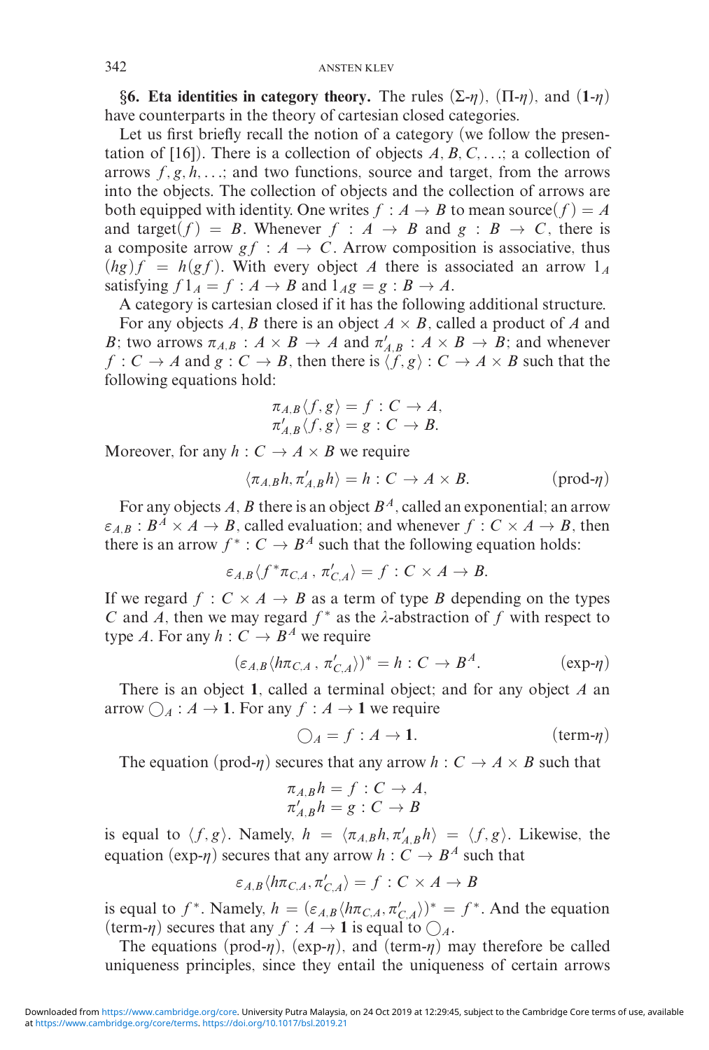**§6. Eta identities in category theory.** The rules $(\Sigma\text{-}\eta)$, $(\Pi\text{-}\eta)$, and $(\mathbf{1}\text{-}\eta)$ have counterparts in the theory of cartesian closed categories.

Let us first briefly recall the notion of a category (we follow the presentation of [16]). There is a collection of objects $A, B, C, \ldots$; a collection of arrows $f, g, h, \ldots$; and two functions, source and target, from the arrows into the objects. The collection of objects and the collection of arrows are both equipped with identity. One writes $f : A \to B$ to mean source$(f) = A$ and target$(f) = B$. Whenever $f : A \to B$ and $g : B \to C$, there is a composite arrow $gf : A \to C$. Arrow composition is associative, thus $(hg)f = h(gf)$. With every object $A$ there is associated an arrow $1_A$ satisfying $f1_A = f : A \to B$ and $1_A g = g : B \to A$.

A category is cartesian closed if it has the following additional structure.

For any objects $A, B$ there is an object $A \times B$, called a product of $A$ and $B$; two arrows $\pi_{A,B} : A \times B \to A$ and $\pi'_{A,B} : A \times B \to B$; and whenever $f : C \to A$ and $g : C \to B$, then there is $\langle f, g\rangle : C \to A \times B$ such that the following equations hold:

$$\pi_{A,B}\langle f, g\rangle = f : C \to A,$$
$$\pi'_{A,B}\langle f, g\rangle = g : C \to B.$$

Moreover, for any $h : C \to A \times B$ we require

$$\langle \pi_{A,B}h, \pi'_{A,B}h\rangle = h : C \to A \times B. \qquad \text{(prod-}\eta\text{)}$$

For any objects $A, B$ there is an object $B^A$, called an exponential; an arrow $\varepsilon_{A,B} : B^A \times A \to B$, called evaluation; and whenever $f : C \times A \to B$, then there is an arrow $f^* : C \to B^A$ such that the following equation holds:

$$\varepsilon_{A,B}\langle f^*\pi_{C,A}\, ,\, \pi'_{C,A}\rangle = f : C \times A \to B.$$

If we regard $f : C \times A \to B$ as a term of type $B$ depending on the types $C$ and $A$, then we may regard $f^*$ as the $\lambda$-abstraction of $f$ with respect to type $A$. For any $h : C \to B^A$ we require

$$(\varepsilon_{A,B}\langle h\pi_{C,A}\, ,\, \pi'_{C,A}\rangle)^* = h : C \to B^A. \qquad \text{(exp-}\eta\text{)}$$

There is an object $\mathbf{1}$, called a terminal object; and for any object $A$ an arrow $\bigcirc_A : A \to \mathbf{1}$. For any $f : A \to \mathbf{1}$ we require

$$\bigcirc_A = f : A \to \mathbf{1}. \qquad \text{(term-}\eta\text{)}$$

The equation (prod-$\eta$) secures that any arrow $h : C \to A \times B$ such that

$$\pi_{A,B}h = f : C \to A,$$
$$\pi'_{A,B}h = g : C \to B$$

is equal to $\langle f, g\rangle$. Namely, $h = \langle \pi_{A,B}h, \pi'_{A,B}h\rangle = \langle f, g\rangle$. Likewise, the equation (exp-$\eta$) secures that any arrow $h : C \to B^A$ such that

$$\varepsilon_{A,B}\langle h\pi_{C,A}, \pi'_{C,A}\rangle = f : C \times A \to B$$

is equal to $f^*$. Namely, $h = (\varepsilon_{A,B}\langle h\pi_{C,A}, \pi'_{C,A}\rangle)^* = f^*$. And the equation (term-$\eta$) secures that any $f : A \to \mathbf{1}$ is equal to $\bigcirc_A$.

The equations (prod-$\eta$), (exp-$\eta$), and (term-$\eta$) may therefore be called uniqueness principles, since they entail the uniqueness of certain arrows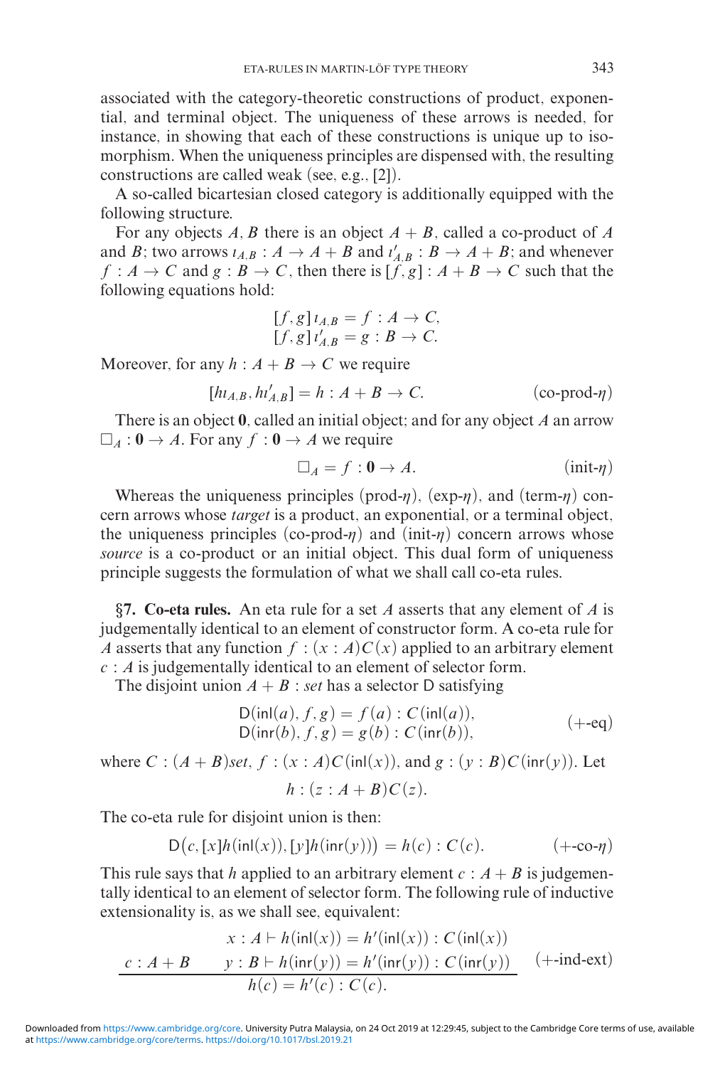associated with the category-theoretic constructions of product, exponential, and terminal object. The uniqueness of these arrows is needed, for instance, in showing that each of these constructions is unique up to isomorphism. When the uniqueness principles are dispensed with, the resulting constructions are called weak (see, e.g., [2]).

A so-called bicartesian closed category is additionally equipped with the following structure.

For any objects $A, B$ there is an object $A + B$, called a co-product of $A$ and $B$; two arrows $\iota_{A,B} : A \to A + B$ and $\iota'_{A,B} : B \to A + B$; and whenever $f : A \to C$ and $g : B \to C$, then there is $[f, g] : A + B \to C$ such that the following equations hold:

$$
\begin{aligned}
[f, g]\, \iota_{A,B} &= f : A \to C, \\
[f, g]\, \iota'_{A,B} &= g : B \to C.
\end{aligned}
$$

Moreover, for any $h : A + B \to C$ we require

$$
[h\iota_{A,B}, h\iota'_{A,B}] = h : A + B \to C. \qquad \text{(co-prod-}\eta)
$$

There is an object $\mathbf{0}$, called an initial object; and for any object $A$ an arrow $\Box_A : \mathbf{0} \to A$. For any $f : \mathbf{0} \to A$ we require

$$
\Box_A = f : \mathbf{0} \to A. \qquad \text{(init-}\eta)
$$

Whereas the uniqueness principles (prod-$\eta$), (exp-$\eta$), and (term-$\eta$) concern arrows whose *target* is a product, an exponential, or a terminal object, the uniqueness principles (co-prod-$\eta$) and (init-$\eta$) concern arrows whose *source* is a co-product or an initial object. This dual form of uniqueness principle suggests the formulation of what we shall call co-eta rules.

**§7. Co-eta rules.** An eta rule for a set $A$ asserts that any element of $A$ is judgementally identical to an element of constructor form. A co-eta rule for $A$ asserts that any function $f : (x : A)C(x)$ applied to an arbitrary element $c : A$ is judgementally identical to an element of selector form.

The disjoint union $A + B : set$ has a selector $\mathsf{D}$ satisfying

$$
\begin{aligned}
\mathsf{D}(\mathsf{inl}(a), f, g) &= f(a) : C(\mathsf{inl}(a)), \\
\mathsf{D}(\mathsf{inr}(b), f, g) &= g(b) : C(\mathsf{inr}(b)),
\end{aligned}
\qquad (+\text{-eq})
$$

where $C : (A + B)set$, $f : (x : A)C(\mathsf{inl}(x))$, and $g : (y : B)C(\mathsf{inr}(y))$. Let

$$
h : (z : A + B)C(z).
$$

The co-eta rule for disjoint union is then:

$$
\mathsf{D}\big(c, [x]h(\mathsf{inl}(x)), [y]h(\mathsf{inr}(y))\big) = h(c) : C(c). \qquad (+\text{-co-}\eta)
$$

This rule says that $h$ applied to an arbitrary element $c : A + B$ is judgementally identical to an element of selector form. The following rule of inductive extensionality is, as we shall see, equivalent:

$$
\frac{c : A + B \qquad \begin{array}{c} x : A \vdash h(\mathsf{inl}(x)) = h'(\mathsf{inl}(x)) : C(\mathsf{inl}(x)) \\ y : B \vdash h(\mathsf{inr}(y)) = h'(\mathsf{inr}(y)) : C(\mathsf{inr}(y)) \end{array}}{h(c) = h'(c) : C(c).} \qquad (+\text{-ind-ext})
$$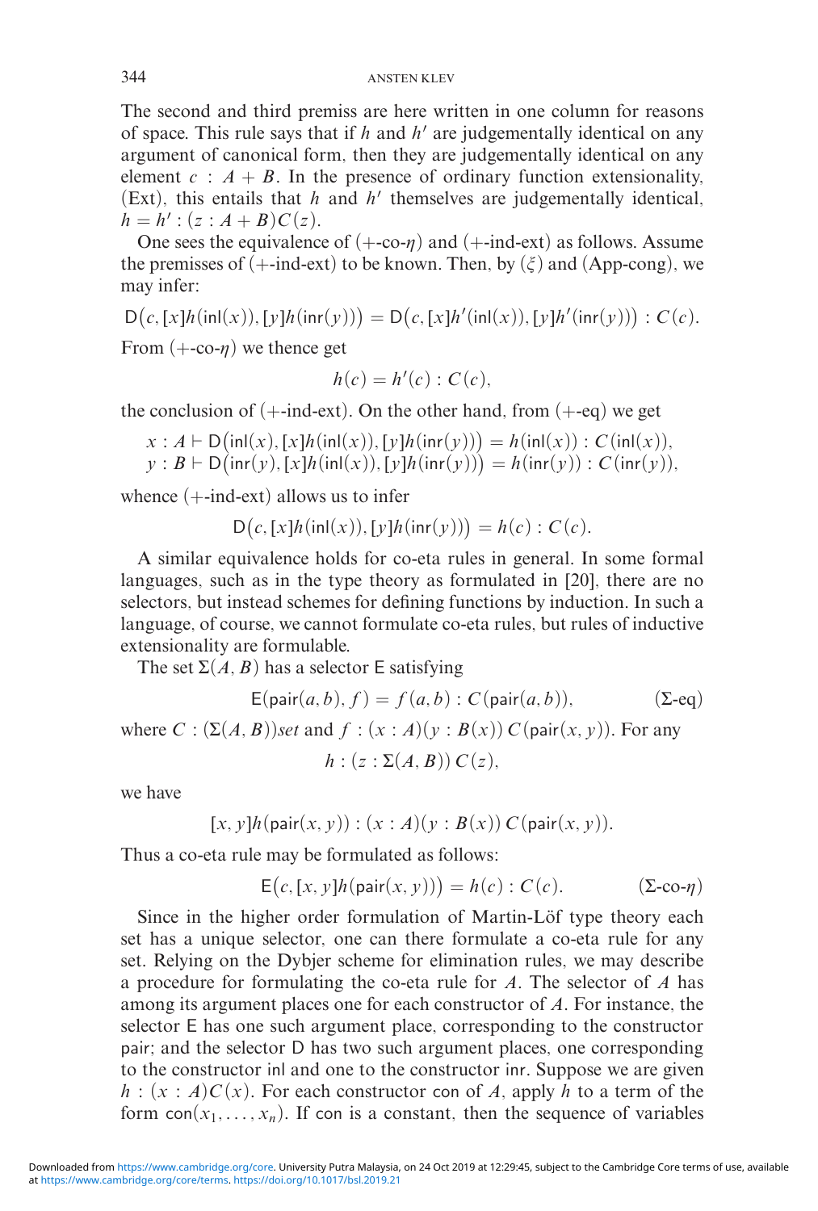The second and third premiss are here written in one column for reasons of space. This rule says that if $h$ and $h'$ are judgementally identical on any argument of canonical form, then they are judgementally identical on any element $c : A + B$. In the presence of ordinary function extensionality, (Ext), this entails that $h$ and $h'$ themselves are judgementally identical, $h = h' : (z : A + B)C(z)$.

One sees the equivalence of ($+$-co-$\eta$) and ($+$-ind-ext) as follows. Assume the premisses of ($+$-ind-ext) to be known. Then, by ($\xi$) and (App-cong), we may infer:

$$\mathsf{D}\big(c, [x]h(\mathsf{inl}(x)), [y]h(\mathsf{inr}(y))\big) = \mathsf{D}\big(c, [x]h'(\mathsf{inl}(x)), [y]h'(\mathsf{inr}(y))\big) : C(c).$$

From ($+$-co-$\eta$) we thence get

$$h(c) = h'(c) : C(c),$$

the conclusion of ($+$-ind-ext). On the other hand, from ($+$-eq) we get

$$x : A \vdash \mathsf{D}\big(\mathsf{inl}(x), [x]h(\mathsf{inl}(x)), [y]h(\mathsf{inr}(y))\big) = h(\mathsf{inl}(x)) : C(\mathsf{inl}(x)),$$
$$y : B \vdash \mathsf{D}\big(\mathsf{inr}(y), [x]h(\mathsf{inl}(x)), [y]h(\mathsf{inr}(y))\big) = h(\mathsf{inr}(y)) : C(\mathsf{inr}(y)),$$

whence ($+$-ind-ext) allows us to infer

$$\mathsf{D}\big(c, [x]h(\mathsf{inl}(x)), [y]h(\mathsf{inr}(y))\big) = h(c) : C(c).$$

A similar equivalence holds for co-eta rules in general. In some formal languages, such as in the type theory as formulated in [20], there are no selectors, but instead schemes for defining functions by induction. In such a language, of course, we cannot formulate co-eta rules, but rules of inductive extensionality are formulable.

The set $\Sigma(A, B)$ has a selector $\mathsf{E}$ satisfying

$$\mathsf{E}(\mathsf{pair}(a, b), f) = f(a, b) : C(\mathsf{pair}(a, b)), \qquad (\Sigma\text{-eq})$$

where $C : (\Sigma(A, B))set$ and $f : (x : A)(y : B(x))\, C(\mathsf{pair}(x, y))$. For any

$$h : (z : \Sigma(A, B))\, C(z),$$

we have

$$[x, y]h(\mathsf{pair}(x, y)) : (x : A)(y : B(x))\, C(\mathsf{pair}(x, y)).$$

Thus a co-eta rule may be formulated as follows:

$$\mathsf{E}\big(c, [x, y]h(\mathsf{pair}(x, y))\big) = h(c) : C(c). \qquad (\Sigma\text{-co-}\eta)$$

Since in the higher order formulation of Martin-Löf type theory each set has a unique selector, one can there formulate a co-eta rule for any set. Relying on the Dybjer scheme for elimination rules, we may describe a procedure for formulating the co-eta rule for $A$. The selector of $A$ has among its argument places one for each constructor of $A$. For instance, the selector $\mathsf{E}$ has one such argument place, corresponding to the constructor $\mathsf{pair}$; and the selector $\mathsf{D}$ has two such argument places, one corresponding to the constructor $\mathsf{inl}$ and one to the constructor $\mathsf{inr}$. Suppose we are given $h : (x : A)C(x)$. For each constructor $\mathsf{con}$ of $A$, apply $h$ to a term of the form $\mathsf{con}(x_1, \ldots, x_n)$. If $\mathsf{con}$ is a constant, then the sequence of variables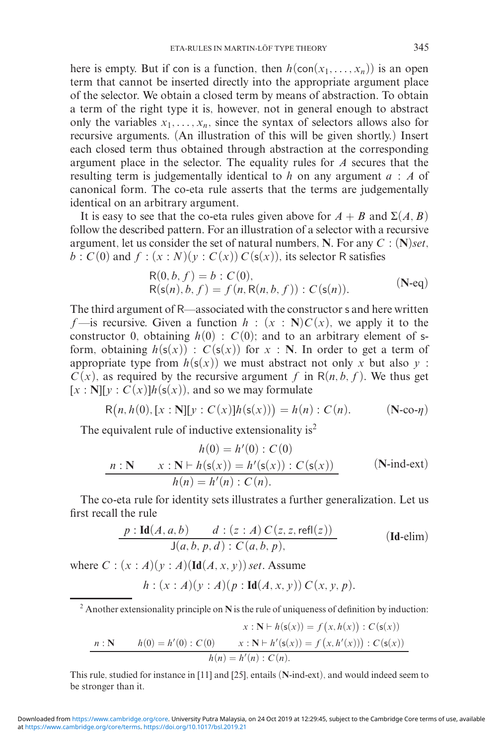here is empty. But if con is a function, then $h(\mathsf{con}(x_1, \ldots, x_n))$ is an open term that cannot be inserted directly into the appropriate argument place of the selector. We obtain a closed term by means of abstraction. To obtain a term of the right type it is, however, not in general enough to abstract only the variables $x_1, \ldots, x_n$, since the syntax of selectors allows also for recursive arguments. (An illustration of this will be given shortly.) Insert each closed term thus obtained through abstraction at the corresponding argument place in the selector. The equality rules for $A$ secures that the resulting term is judgementally identical to $h$ on any argument $a : A$ of canonical form. The co-eta rule asserts that the terms are judgementally identical on an arbitrary argument.

It is easy to see that the co-eta rules given above for $A + B$ and $\Sigma(A, B)$ follow the described pattern. For an illustration of a selector with a recursive argument, let us consider the set of natural numbers, $\mathbf{N}$. For any $C : (\mathbf{N})set$, $b : C(0)$ and $f : (x : N)(y : C(x))\, C(\mathsf{s}(x))$, its selector $\mathsf{R}$ satisfies

$$\begin{aligned} &\mathsf{R}(0, b, f) = b : C(0), \\ &\mathsf{R}(\mathsf{s}(n), b, f) = f(n, \mathsf{R}(n, b, f)) : C(\mathsf{s}(n)). \end{aligned} \tag{$\mathbf{N}$-eq}$$

The third argument of $\mathsf{R}$—associated with the constructor $\mathsf{s}$ and here written $f$—is recursive. Given a function $h : (x : \mathbf{N})C(x)$, we apply it to the constructor 0, obtaining $h(0) : C(0)$; and to an arbitrary element of $\mathsf{s}$-form, obtaining $h(\mathsf{s}(x)) : C(\mathsf{s}(x))$ for $x : \mathbf{N}$. In order to get a term of appropriate type from $h(\mathsf{s}(x))$ we must abstract not only $x$ but also $y : C(x)$, as required by the recursive argument $f$ in $\mathsf{R}(n, b, f)$. We thus get $[x : \mathbf{N}][y : C(x)]h(\mathsf{s}(x))$, and so we may formulate

$$\mathsf{R}\big(n, h(0), [x : \mathbf{N}][y : C(x)]h(\mathsf{s}(x))\big) = h(n) : C(n). \tag{$\mathbf{N}$-co-$\eta$}$$

The equivalent rule of inductive extensionality is[2]

$$\frac{n : \mathbf{N} \qquad \begin{array}{c} h(0) = h'(0) : C(0) \\ x : \mathbf{N} \vdash h(\mathsf{s}(x)) = h'(\mathsf{s}(x)) : C(\mathsf{s}(x)) \end{array}}{h(n) = h'(n) : C(n).} \tag{$\mathbf{N}$-ind-ext}$$

The co-eta rule for identity sets illustrates a further generalization. Let us first recall the rule

$$\frac{p : \mathbf{Id}(A, a, b) \qquad d : (z : A)\, C(z, z, \mathsf{refl}(z))}{\mathsf{J}(a, b, p, d) : C(a, b, p),} \tag{$\mathbf{Id}$-elim}$$

where $C : (x : A)(y : A)(\mathbf{Id}(A, x, y))\, set$. Assume

$$h : (x : A)(y : A)(p : \mathbf{Id}(A, x, y))\, C(x, y, p).$$

---

[2] Another extensionality principle on $\mathbf{N}$ is the rule of uniqueness of definition by induction:

$$\frac{n : \mathbf{N} \qquad h(0) = h'(0) : C(0) \qquad \begin{array}{c} x : \mathbf{N} \vdash h(\mathsf{s}(x)) = f\big(x, h(x)\big) : C(\mathsf{s}(x)) \\ x : \mathbf{N} \vdash h'(\mathsf{s}(x)) = f\big(x, h'(x)\big) : C(\mathsf{s}(x)) \end{array}}{h(n) = h'(n) : C(n).}$$

This rule, studied for instance in [11] and [25], entails ($\mathbf{N}$-ind-ext), and would indeed seem to be stronger than it.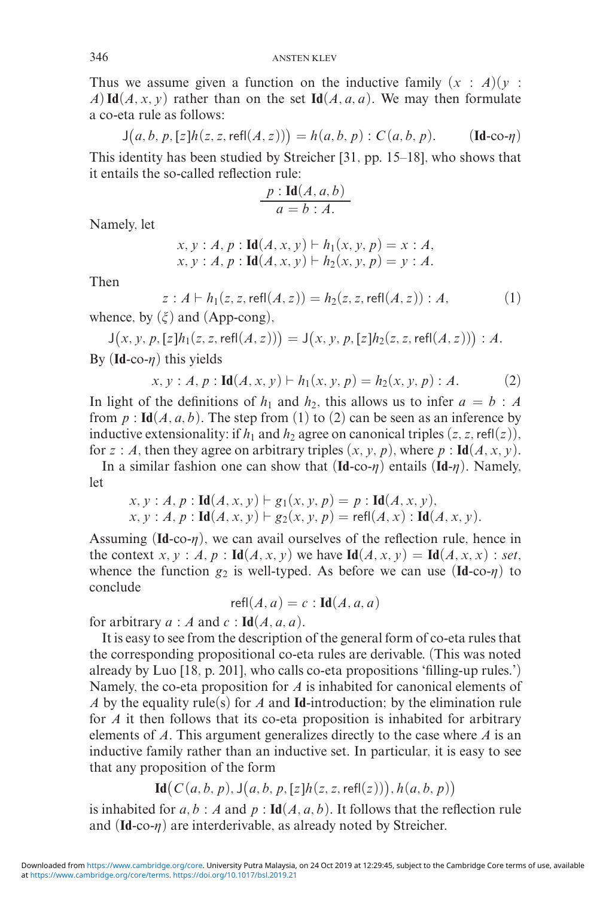Thus we assume given a function on the inductive family $(x : A)(y : A)\,\mathbf{Id}(A, x, y)$ rather than on the set $\mathbf{Id}(A, a, a)$. We may then formulate a co-eta rule as follows:

$$\mathsf{J}\big(a, b, p, [z]h(z, z, \mathsf{refl}(A, z))\big) = h(a, b, p) : C(a, b, p). \qquad (\mathbf{Id}\text{-co-}\eta)$$

This identity has been studied by Streicher [31, pp. 15–18], who shows that it entails the so-called reflection rule:

$$\frac{p : \mathbf{Id}(A, a, b)}{a = b : A.}$$

Namely, let

$$x, y : A, p : \mathbf{Id}(A, x, y) \vdash h_1(x, y, p) = x : A,$$
$$x, y : A, p : \mathbf{Id}(A, x, y) \vdash h_2(x, y, p) = y : A.$$

Then

$$z : A \vdash h_1(z, z, \mathsf{refl}(A, z)) = h_2(z, z, \mathsf{refl}(A, z)) : A, \qquad (1)$$

whence, by $(\xi)$ and (App-cong),

$$\mathsf{J}\big(x, y, p, [z]h_1(z, z, \mathsf{refl}(A, z))\big) = \mathsf{J}\big(x, y, p, [z]h_2(z, z, \mathsf{refl}(A, z))\big) : A.$$

By $(\mathbf{Id}\text{-co-}\eta)$ this yields

$$x, y : A, p : \mathbf{Id}(A, x, y) \vdash h_1(x, y, p) = h_2(x, y, p) : A. \qquad (2)$$

In light of the definitions of $h_1$ and $h_2$, this allows us to infer $a = b : A$ from $p : \mathbf{Id}(A, a, b)$. The step from (1) to (2) can be seen as an inference by inductive extensionality: if $h_1$ and $h_2$ agree on canonical triples $(z, z, \mathsf{refl}(z))$, for $z : A$, then they agree on arbitrary triples $(x, y, p)$, where $p : \mathbf{Id}(A, x, y)$.

In a similar fashion one can show that $(\mathbf{Id}\text{-co-}\eta)$ entails $(\mathbf{Id}\text{-}\eta)$. Namely, let

$$x, y : A, p : \mathbf{Id}(A, x, y) \vdash g_1(x, y, p) = p : \mathbf{Id}(A, x, y),$$
$$x, y : A, p : \mathbf{Id}(A, x, y) \vdash g_2(x, y, p) = \mathsf{refl}(A, x) : \mathbf{Id}(A, x, y).$$

Assuming $(\mathbf{Id}\text{-co-}\eta)$, we can avail ourselves of the reflection rule, hence in the context $x, y : A, p : \mathbf{Id}(A, x, y)$ we have $\mathbf{Id}(A, x, y) = \mathbf{Id}(A, x, x) : \mathit{set}$, whence the function $g_2$ is well-typed. As before we can use $(\mathbf{Id}\text{-co-}\eta)$ to conclude

$$\mathsf{refl}(A, a) = c : \mathbf{Id}(A, a, a)$$

for arbitrary $a : A$ and $c : \mathbf{Id}(A, a, a)$.

It is easy to see from the description of the general form of co-eta rules that the corresponding propositional co-eta rules are derivable. (This was noted already by Luo [18, p. 201], who calls co-eta propositions 'filling-up rules.') Namely, the co-eta proposition for $A$ is inhabited for canonical elements of $A$ by the equality rule(s) for $A$ and $\mathbf{Id}$-introduction; by the elimination rule for $A$ it then follows that its co-eta proposition is inhabited for arbitrary elements of $A$. This argument generalizes directly to the case where $A$ is an inductive family rather than an inductive set. In particular, it is easy to see that any proposition of the form

$$\mathbf{Id}\big(C(a, b, p), \mathsf{J}\big(a, b, p, [z]h(z, z, \mathsf{refl}(z))\big), h(a, b, p)\big)$$

is inhabited for $a, b : A$ and $p : \mathbf{Id}(A, a, b)$. It follows that the reflection rule and $(\mathbf{Id}\text{-co-}\eta)$ are interderivable, as already noted by Streicher.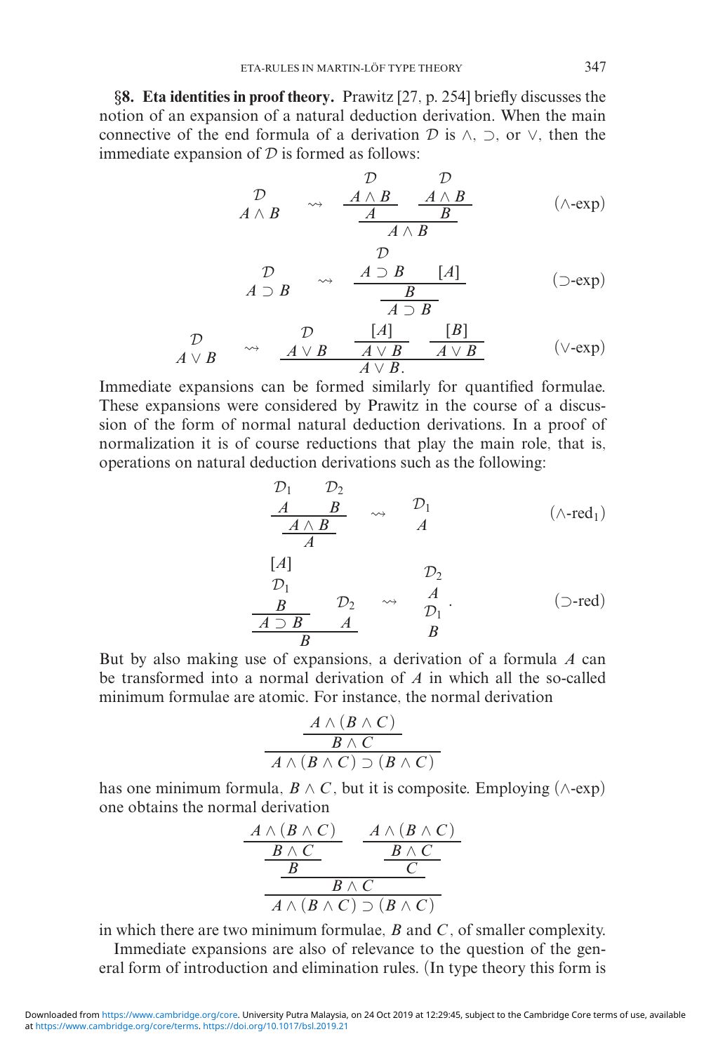**§8. Eta identities in proof theory.** Prawitz [27, p. 254] briefly discusses the notion of an expansion of a natural deduction derivation. When the main connective of the end formula of a derivation $\mathcal{D}$ is $\wedge$, $\supset$, or $\vee$, then the immediate expansion of $\mathcal{D}$ is formed as follows:

$$\begin{array}{c}\mathcal{D}\\ A \wedge B\end{array} \quad \rightsquigarrow \quad \dfrac{\dfrac{\begin{array}{c}\mathcal{D}\\ A \wedge B\end{array}}{A} \qquad \dfrac{\begin{array}{c}\mathcal{D}\\ A \wedge B\end{array}}{B}}{A \wedge B} \tag{$\wedge$-exp}$$

$$\begin{array}{c}\mathcal{D}\\ A \supset B\end{array} \quad \rightsquigarrow \quad \dfrac{\dfrac{\begin{array}{c}\mathcal{D}\\ A \supset B\end{array} \qquad [A]}{B}}{A \supset B} \tag{$\supset$-exp}$$

$$\begin{array}{c}\mathcal{D}\\ A \vee B\end{array} \quad \rightsquigarrow \quad \dfrac{\begin{array}{c}\mathcal{D}\\ A \vee B\end{array} \qquad \dfrac{[A]}{A \vee B} \qquad \dfrac{[B]}{A \vee B}}{A \vee B.} \tag{$\vee$-exp}$$

Immediate expansions can be formed similarly for quantified formulae. These expansions were considered by Prawitz in the course of a discussion of the form of normal natural deduction derivations. In a proof of normalization it is of course reductions that play the main role, that is, operations on natural deduction derivations such as the following:

$$\dfrac{\dfrac{\begin{array}{c}\mathcal{D}_1\\ A\end{array} \qquad \begin{array}{c}\mathcal{D}_2\\ B\end{array}}{A \wedge B}}{A} \quad \rightsquigarrow \quad \begin{array}{c}\mathcal{D}_1\\ A\end{array} \tag{$\wedge$-red$_1$}$$

$$\dfrac{\dfrac{\begin{array}{c}[A]\\ \mathcal{D}_1\\ B\end{array}}{A \supset B} \qquad \begin{array}{c}\mathcal{D}_2\\ A\end{array}}{B} \quad \rightsquigarrow \quad \begin{array}{c}\mathcal{D}_2\\ A\\ \mathcal{D}_1\\ B\end{array}. \tag{$\supset$-red}$$

But by also making use of expansions, a derivation of a formula $A$ can be transformed into a normal derivation of $A$ in which all the so-called minimum formulae are atomic. For instance, the normal derivation

$$\dfrac{\dfrac{A \wedge (B \wedge C)}{B \wedge C}}{A \wedge (B \wedge C) \supset (B \wedge C)}$$

has one minimum formula, $B \wedge C$, but it is composite. Employing ($\wedge$-exp) one obtains the normal derivation

$$\dfrac{\dfrac{\dfrac{\dfrac{A \wedge (B \wedge C)}{B \wedge C}}{B} \qquad \dfrac{\dfrac{A \wedge (B \wedge C)}{B \wedge C}}{C}}{B \wedge C}}{A \wedge (B \wedge C) \supset (B \wedge C)}$$

in which there are two minimum formulae, $B$ and $C$, of smaller complexity.

Immediate expansions are also of relevance to the question of the general form of introduction and elimination rules. (In type theory this form is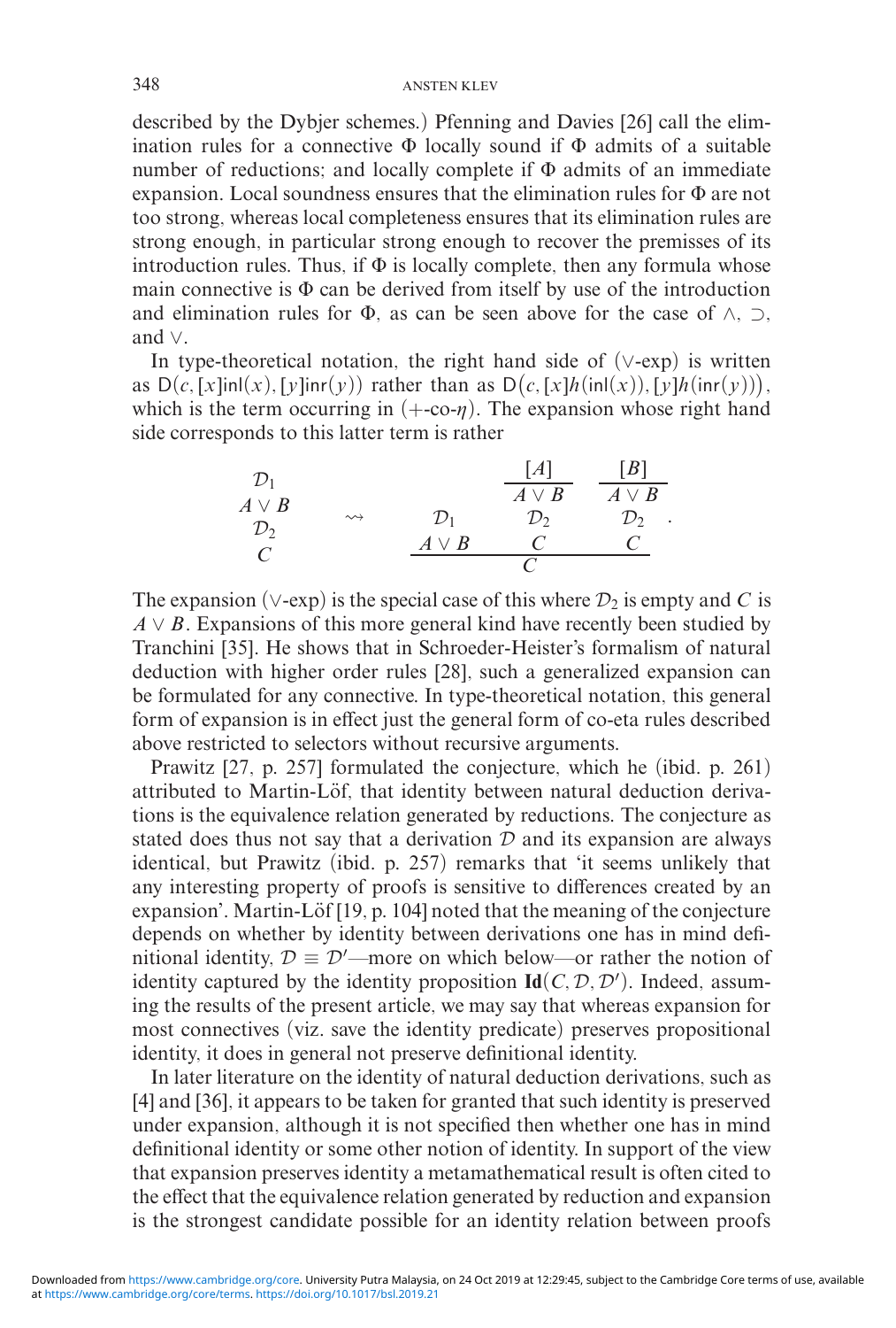described by the Dybjer schemes.) Pfenning and Davies [26] call the elimination rules for a connective $\Phi$ locally sound if $\Phi$ admits of a suitable number of reductions; and locally complete if $\Phi$ admits of an immediate expansion. Local soundness ensures that the elimination rules for $\Phi$ are not too strong, whereas local completeness ensures that its elimination rules are strong enough, in particular strong enough to recover the premisses of its introduction rules. Thus, if $\Phi$ is locally complete, then any formula whose main connective is $\Phi$ can be derived from itself by use of the introduction and elimination rules for $\Phi$, as can be seen above for the case of $\wedge$, $\supset$, and $\vee$.

In type-theoretical notation, the right hand side of ($\vee$-exp) is written as $\mathsf{D}(c, [x]\mathsf{inl}(x), [y]\mathsf{inr}(y))$ rather than as $\mathsf{D}\big(c, [x]h(\mathsf{inl}(x)), [y]h(\mathsf{inr}(y))\big)$, which is the term occurring in ($+$-co-$\eta$). The expansion whose right hand side corresponds to this latter term is rather

$$
\begin{array}{c} \mathcal{D}_1 \\ A \vee B \\ \mathcal{D}_2 \\ C \end{array}
\quad \rightsquigarrow \quad
\dfrac{\begin{array}{c} \mathcal{D}_1 \\ A \vee B \end{array} \quad \begin{array}{c} \dfrac{[A]}{A \vee B} \\ \mathcal{D}_2 \\ C \end{array} \quad \begin{array}{c} \dfrac{[B]}{A \vee B} \\ \mathcal{D}_2 \\ C \end{array}}{C}\ .
$$

The expansion ($\vee$-exp) is the special case of this where $\mathcal{D}_2$ is empty and $C$ is $A \vee B$. Expansions of this more general kind have recently been studied by Tranchini [35]. He shows that in Schroeder-Heister's formalism of natural deduction with higher order rules [28], such a generalized expansion can be formulated for any connective. In type-theoretical notation, this general form of expansion is in effect just the general form of co-eta rules described above restricted to selectors without recursive arguments.

Prawitz [27, p. 257] formulated the conjecture, which he (ibid. p. 261) attributed to Martin-Löf, that identity between natural deduction derivations is the equivalence relation generated by reductions. The conjecture as stated does thus not say that a derivation $\mathcal{D}$ and its expansion are always identical, but Prawitz (ibid. p. 257) remarks that 'it seems unlikely that any interesting property of proofs is sensitive to differences created by an expansion'. Martin-Löf [19, p. 104] noted that the meaning of the conjecture depends on whether by identity between derivations one has in mind definitional identity, $\mathcal{D} \equiv \mathcal{D}'$—more on which below—or rather the notion of identity captured by the identity proposition $\mathbf{Id}(C, \mathcal{D}, \mathcal{D}')$. Indeed, assuming the results of the present article, we may say that whereas expansion for most connectives (viz. save the identity predicate) preserves propositional identity, it does in general not preserve definitional identity.

In later literature on the identity of natural deduction derivations, such as [4] and [36], it appears to be taken for granted that such identity is preserved under expansion, although it is not specified then whether one has in mind definitional identity or some other notion of identity. In support of the view that expansion preserves identity a metamathematical result is often cited to the effect that the equivalence relation generated by reduction and expansion is the strongest candidate possible for an identity relation between proofs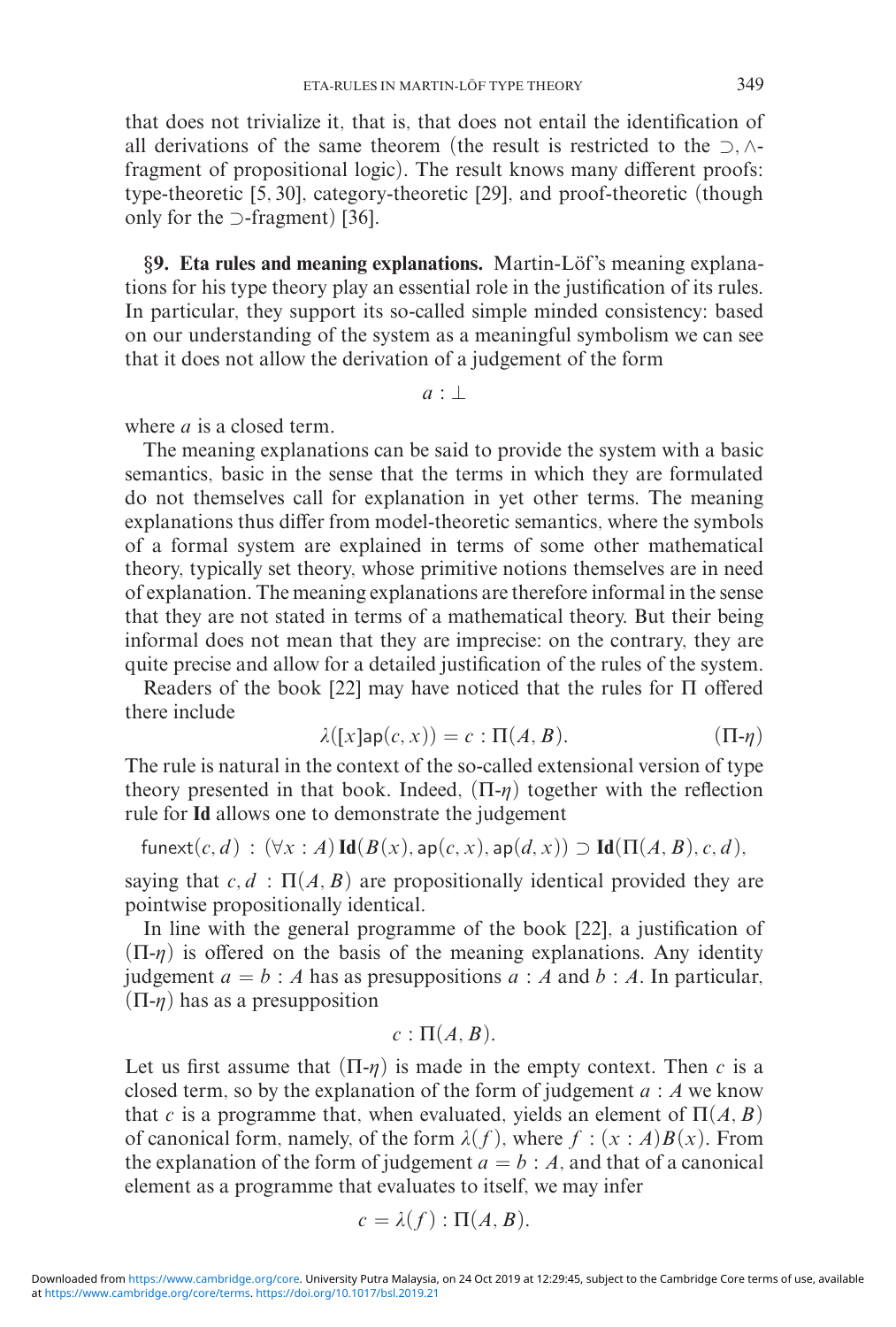that does not trivialize it, that is, that does not entail the identification of all derivations of the same theorem (the result is restricted to the $\supset, \wedge$-fragment of propositional logic). The result knows many different proofs: type-theoretic [5, 30], category-theoretic [29], and proof-theoretic (though only for the $\supset$-fragment) [36].

## §9. Eta rules and meaning explanations.

Martin-Löf's meaning explanations for his type theory play an essential role in the justification of its rules. In particular, they support its so-called simple minded consistency: based on our understanding of the system as a meaningful symbolism we can see that it does not allow the derivation of a judgement of the form

$$a : \bot$$

where $a$ is a closed term.

The meaning explanations can be said to provide the system with a basic semantics, basic in the sense that the terms in which they are formulated do not themselves call for explanation in yet other terms. The meaning explanations thus differ from model-theoretic semantics, where the symbols of a formal system are explained in terms of some other mathematical theory, typically set theory, whose primitive notions themselves are in need of explanation. The meaning explanations are therefore informal in the sense that they are not stated in terms of a mathematical theory. But their being informal does not mean that they are imprecise: on the contrary, they are quite precise and allow for a detailed justification of the rules of the system.

Readers of the book [22] may have noticed that the rules for $\Pi$ offered there include

$$\lambda([x]\mathsf{ap}(c, x)) = c : \Pi(A, B). \qquad (\Pi\text{-}\eta)$$

The rule is natural in the context of the so-called extensional version of type theory presented in that book. Indeed, $(\Pi\text{-}\eta)$ together with the reflection rule for **Id** allows one to demonstrate the judgement

$$\mathsf{funext}(c, d) : (\forall x : A)\, \mathbf{Id}(B(x), \mathsf{ap}(c, x), \mathsf{ap}(d, x)) \supset \mathbf{Id}(\Pi(A, B), c, d),$$

saying that $c, d : \Pi(A, B)$ are propositionally identical provided they are pointwise propositionally identical.

In line with the general programme of the book [22], a justification of $(\Pi\text{-}\eta)$ is offered on the basis of the meaning explanations. Any identity judgement $a = b : A$ has as presuppositions $a : A$ and $b : A$. In particular, $(\Pi\text{-}\eta)$ has as a presupposition

$$c : \Pi(A, B).$$

Let us first assume that $(\Pi\text{-}\eta)$ is made in the empty context. Then $c$ is a closed term, so by the explanation of the form of judgement $a : A$ we know that $c$ is a programme that, when evaluated, yields an element of $\Pi(A, B)$ of canonical form, namely, of the form $\lambda(f)$, where $f : (x : A)B(x)$. From the explanation of the form of judgement $a = b : A$, and that of a canonical element as a programme that evaluates to itself, we may infer

$$c = \lambda(f) : \Pi(A, B).$$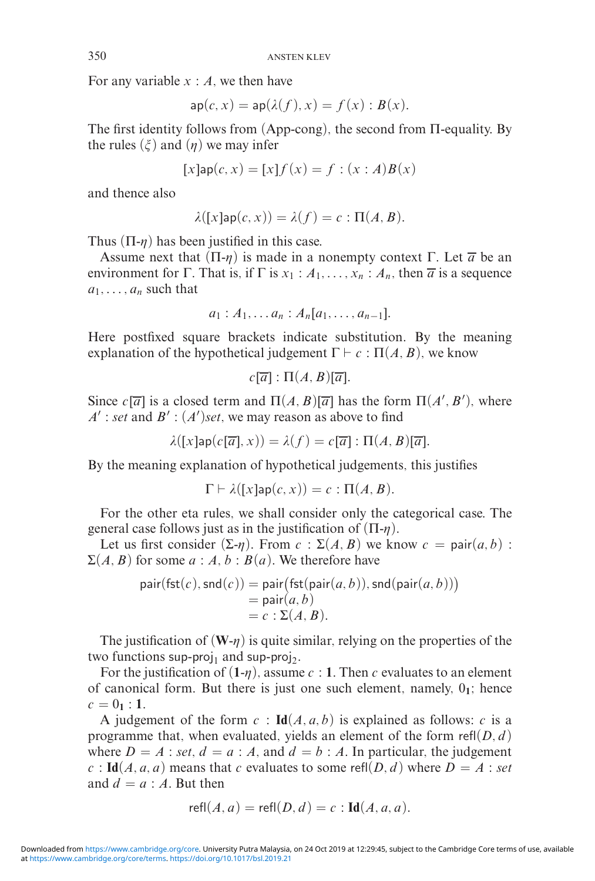For any variable $x : A$, we then have

$$\mathsf{ap}(c, x) = \mathsf{ap}(\lambda(f), x) = f(x) : B(x).$$

The first identity follows from (App-cong), the second from Π-equality. By the rules $(\xi)$ and $(\eta)$ we may infer

$$[x]\mathsf{ap}(c, x) = [x]f(x) = f : (x : A)B(x)$$

and thence also

$$\lambda([x]\mathsf{ap}(c, x)) = \lambda(f) = c : \Pi(A, B).$$

Thus $(\Pi\text{-}\eta)$ has been justified in this case.

Assume next that $(\Pi\text{-}\eta)$ is made in a nonempty context $\Gamma$. Let $\overline{a}$ be an environment for $\Gamma$. That is, if $\Gamma$ is $x_1 : A_1, \ldots, x_n : A_n$, then $\overline{a}$ is a sequence $a_1, \ldots, a_n$ such that

$$a_1 : A_1, \ldots a_n : A_n[a_1, \ldots, a_{n-1}].$$

Here postfixed square brackets indicate substitution. By the meaning explanation of the hypothetical judgement $\Gamma \vdash c : \Pi(A, B)$, we know

$$c[\overline{a}] : \Pi(A, B)[\overline{a}].$$

Since $c[\overline{a}]$ is a closed term and $\Pi(A, B)[\overline{a}]$ has the form $\Pi(A', B')$, where $A' : set$ and $B' : (A')set$, we may reason as above to find

$$\lambda([x]\mathsf{ap}(c[\overline{a}], x)) = \lambda(f) = c[\overline{a}] : \Pi(A, B)[\overline{a}].$$

By the meaning explanation of hypothetical judgements, this justifies

$$\Gamma \vdash \lambda([x]\mathsf{ap}(c, x)) = c : \Pi(A, B).$$

For the other eta rules, we shall consider only the categorical case. The general case follows just as in the justification of $(\Pi\text{-}\eta)$.

Let us first consider $(\Sigma\text{-}\eta)$. From $c : \Sigma(A, B)$ we know $c = \mathsf{pair}(a, b) : \Sigma(A, B)$ for some $a : A$, $b : B(a)$. We therefore have

$$\begin{aligned}
\mathsf{pair}(\mathsf{fst}(c), \mathsf{snd}(c)) &= \mathsf{pair}\big(\mathsf{fst}(\mathsf{pair}(a, b)), \mathsf{snd}(\mathsf{pair}(a, b))\big) \\
&= \mathsf{pair}(a, b) \\
&= c : \Sigma(A, B).
\end{aligned}$$

The justification of $(\mathbf{W}\text{-}\eta)$ is quite similar, relying on the properties of the two functions $\mathsf{sup\text{-}proj}_1$ and $\mathsf{sup\text{-}proj}_2$.

For the justification of $(\mathbf{1}\text{-}\eta)$, assume $c : \mathbf{1}$. Then $c$ evaluates to an element of canonical form. But there is just one such element, namely, $0_\mathbf{1}$; hence $c = 0_\mathbf{1} : \mathbf{1}$.

A judgement of the form $c : \mathbf{Id}(A, a, b)$ is explained as follows: $c$ is a programme that, when evaluated, yields an element of the form $\mathsf{refl}(D, d)$ where $D = A : set$, $d = a : A$, and $d = b : A$. In particular, the judgement $c : \mathbf{Id}(A, a, a)$ means that $c$ evaluates to some $\mathsf{refl}(D, d)$ where $D = A : set$ and $d = a : A$. But then

$$\mathsf{refl}(A, a) = \mathsf{refl}(D, d) = c : \mathbf{Id}(A, a, a).$$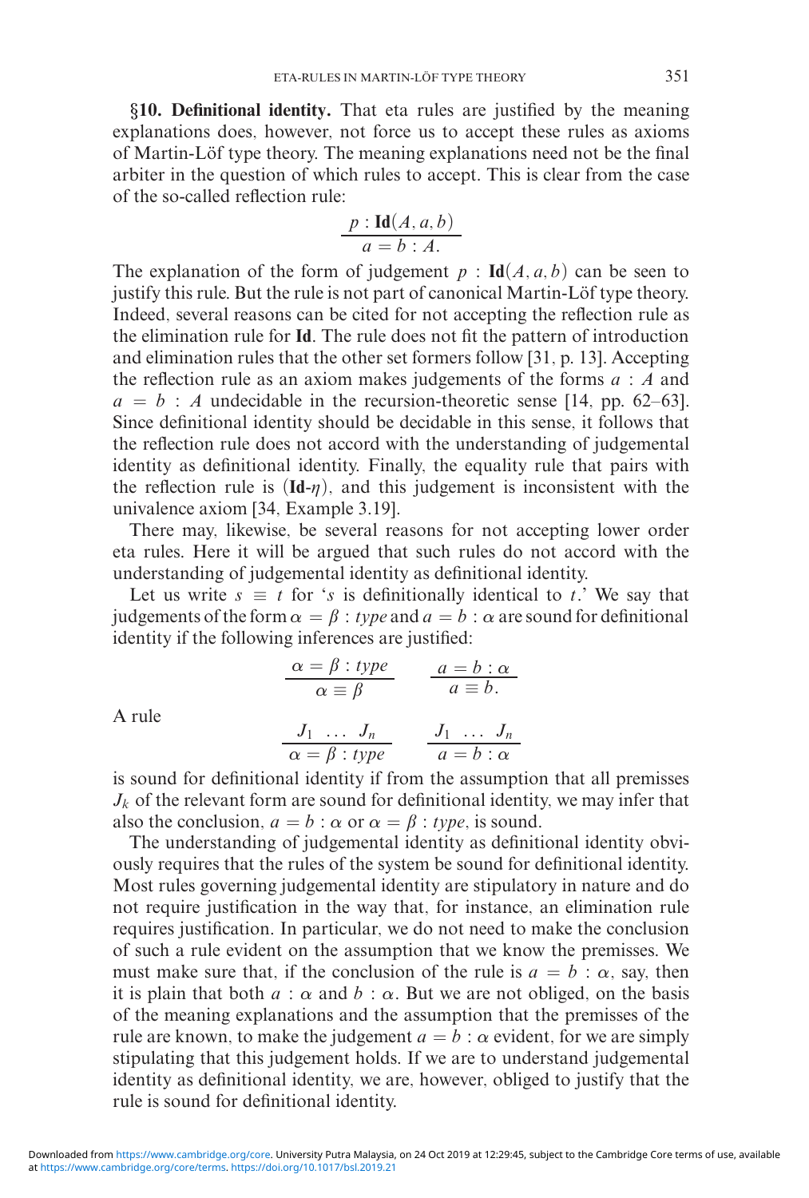**§10. Definitional identity.** That eta rules are justified by the meaning explanations does, however, not force us to accept these rules as axioms of Martin-Löf type theory. The meaning explanations need not be the final arbiter in the question of which rules to accept. This is clear from the case of the so-called reflection rule:

$$\frac{p : \mathbf{Id}(A, a, b)}{a = b : A.}$$

The explanation of the form of judgement $p : \mathbf{Id}(A, a, b)$ can be seen to justify this rule. But the rule is not part of canonical Martin-Löf type theory. Indeed, several reasons can be cited for not accepting the reflection rule as the elimination rule for **Id**. The rule does not fit the pattern of introduction and elimination rules that the other set formers follow [31, p. 13]. Accepting the reflection rule as an axiom makes judgements of the forms $a : A$ and $a = b : A$ undecidable in the recursion-theoretic sense [14, pp. 62–63]. Since definitional identity should be decidable in this sense, it follows that the reflection rule does not accord with the understanding of judgemental identity as definitional identity. Finally, the equality rule that pairs with the reflection rule is $(\mathbf{Id}\text{-}\eta)$, and this judgement is inconsistent with the univalence axiom [34, Example 3.19].

There may, likewise, be several reasons for not accepting lower order eta rules. Here it will be argued that such rules do not accord with the understanding of judgemental identity as definitional identity.

Let us write $s \equiv t$ for '$s$ is definitionally identical to $t$.' We say that judgements of the form $\alpha = \beta : type$ and $a = b : \alpha$ are sound for definitional identity if the following inferences are justified:

$$\frac{\alpha = \beta : type}{\alpha \equiv \beta} \qquad \frac{a = b : \alpha}{a \equiv b.}$$

A rule

$$\frac{J_1 \quad \dots \quad J_n}{\alpha = \beta : type} \qquad \frac{J_1 \quad \dots \quad J_n}{a = b : \alpha}$$

is sound for definitional identity if from the assumption that all premisses $J_k$ of the relevant form are sound for definitional identity, we may infer that also the conclusion, $a = b : \alpha$ or $\alpha = \beta : type$, is sound.

The understanding of judgemental identity as definitional identity obviously requires that the rules of the system be sound for definitional identity. Most rules governing judgemental identity are stipulatory in nature and do not require justification in the way that, for instance, an elimination rule requires justification. In particular, we do not need to make the conclusion of such a rule evident on the assumption that we know the premisses. We must make sure that, if the conclusion of the rule is $a = b : \alpha$, say, then it is plain that both $a : \alpha$ and $b : \alpha$. But we are not obliged, on the basis of the meaning explanations and the assumption that the premisses of the rule are known, to make the judgement $a = b : \alpha$ evident, for we are simply stipulating that this judgement holds. If we are to understand judgemental identity as definitional identity, we are, however, obliged to justify that the rule is sound for definitional identity.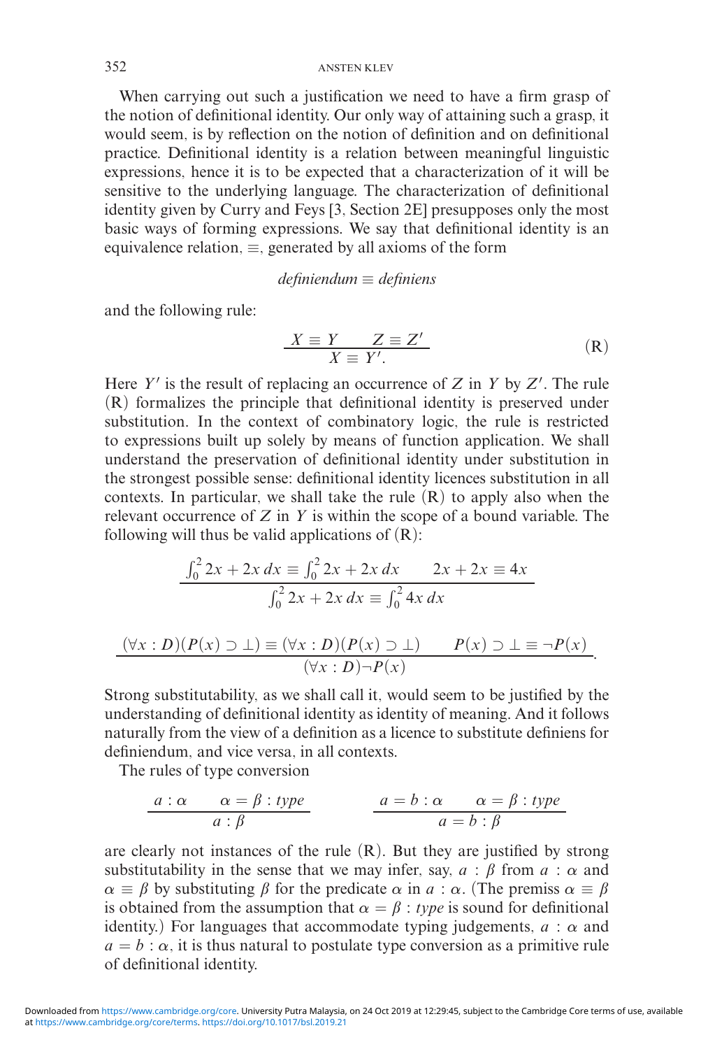When carrying out such a justification we need to have a firm grasp of the notion of definitional identity. Our only way of attaining such a grasp, it would seem, is by reflection on the notion of definition and on definitional practice. Definitional identity is a relation between meaningful linguistic expressions, hence it is to be expected that a characterization of it will be sensitive to the underlying language. The characterization of definitional identity given by Curry and Feys [3, Section 2E] presupposes only the most basic ways of forming expressions. We say that definitional identity is an equivalence relation, $\equiv$, generated by all axioms of the form

$$\textit{definiendum} \equiv \textit{definiens}$$

and the following rule:

$$\frac{X \equiv Y \qquad Z \equiv Z'}{X \equiv Y'.} \tag{R}$$

Here $Y'$ is the result of replacing an occurrence of $Z$ in $Y$ by $Z'$. The rule (R) formalizes the principle that definitional identity is preserved under substitution. In the context of combinatory logic, the rule is restricted to expressions built up solely by means of function application. We shall understand the preservation of definitional identity under substitution in the strongest possible sense: definitional identity licences substitution in all contexts. In particular, we shall take the rule (R) to apply also when the relevant occurrence of $Z$ in $Y$ is within the scope of a bound variable. The following will thus be valid applications of (R):

$$\frac{\int_0^2 2x + 2x\,dx \equiv \int_0^2 2x + 2x\,dx \qquad 2x + 2x \equiv 4x}{\int_0^2 2x + 2x\,dx \equiv \int_0^2 4x\,dx}$$

$$\frac{(\forall x : D)(P(x) \supset \bot) \equiv (\forall x : D)(P(x) \supset \bot) \qquad P(x) \supset \bot \equiv \neg P(x)}{(\forall x : D)\neg P(x)}.$$

Strong substitutability, as we shall call it, would seem to be justified by the understanding of definitional identity as identity of meaning. And it follows naturally from the view of a definition as a licence to substitute definiens for definiendum, and vice versa, in all contexts.

The rules of type conversion

$$\frac{a : \alpha \qquad \alpha = \beta : \mathit{type}}{a : \beta} \qquad\qquad \frac{a = b : \alpha \qquad \alpha = \beta : \mathit{type}}{a = b : \beta}$$

are clearly not instances of the rule (R). But they are justified by strong substitutability in the sense that we may infer, say, $a : \beta$ from $a : \alpha$ and $\alpha \equiv \beta$ by substituting $\beta$ for the predicate $\alpha$ in $a : \alpha$. (The premiss $\alpha \equiv \beta$ is obtained from the assumption that $\alpha = \beta : \mathit{type}$ is sound for definitional identity.) For languages that accommodate typing judgements, $a : \alpha$ and $a = b : \alpha$, it is thus natural to postulate type conversion as a primitive rule of definitional identity.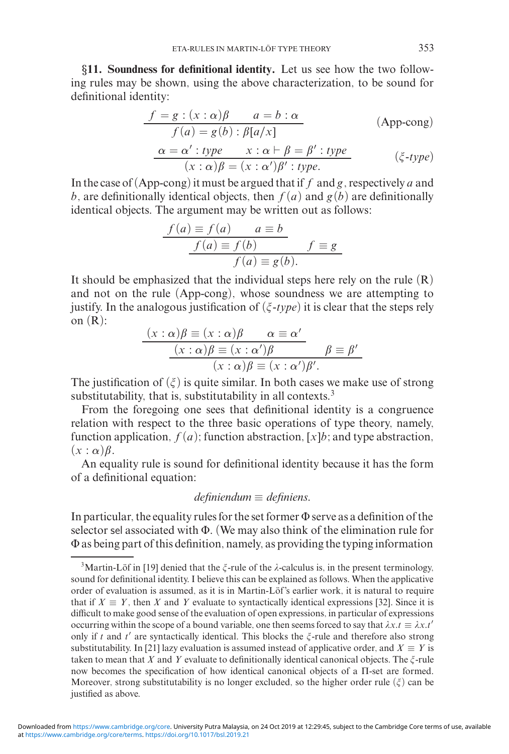**§11. Soundness for definitional identity.** Let us see how the two following rules may be shown, using the above characterization, to be sound for definitional identity:

$$\frac{f = g : (x:\alpha)\beta \qquad a = b : \alpha}{f(a) = g(b) : \beta[a/x]} \qquad \text{(App-cong)}$$

$$\frac{\alpha = \alpha' : type \qquad x : \alpha \vdash \beta = \beta' : type}{(x:\alpha)\beta = (x:\alpha')\beta' : type.} \qquad (\xi\text{-}type)$$

In the case of (App-cong) it must be argued that if $f$ and $g$, respectively $a$ and $b$, are definitionally identical objects, then $f(a)$ and $g(b)$ are definitionally identical objects. The argument may be written out as follows:

$$\cfrac{\cfrac{f(a) \equiv f(a) \qquad a \equiv b}{f(a) \equiv f(b)} \qquad f \equiv g}{f(a) \equiv g(b).}$$

It should be emphasized that the individual steps here rely on the rule (R) and not on the rule (App-cong), whose soundness we are attempting to justify. In the analogous justification of ($\xi$-*type*) it is clear that the steps rely on (R):

$$\cfrac{\cfrac{(x:\alpha)\beta \equiv (x:\alpha)\beta \qquad \alpha \equiv \alpha'}{(x:\alpha)\beta \equiv (x:\alpha')\beta} \qquad \beta \equiv \beta'}{(x:\alpha)\beta \equiv (x:\alpha')\beta'.}$$

The justification of ($\xi$) is quite similar. In both cases we make use of strong substitutability, that is, substitutability in all contexts.[3]

From the foregoing one sees that definitional identity is a congruence relation with respect to the three basic operations of type theory, namely, function application, $f(a)$; function abstraction, $[x]b$; and type abstraction, $(x:\alpha)\beta$.

An equality rule is sound for definitional identity because it has the form of a definitional equation:

$$\textit{definiendum} \equiv \textit{definiens}.$$

In particular, the equality rules for the set former $\Phi$ serve as a definition of the selector sel associated with $\Phi$. (We may also think of the elimination rule for $\Phi$ as being part of this definition, namely, as providing the typing information

---

[3]Martin-Löf in [19] denied that the $\xi$-rule of the $\lambda$-calculus is, in the present terminology, sound for definitional identity. I believe this can be explained as follows. When the applicative order of evaluation is assumed, as it is in Martin-Löf's earlier work, it is natural to require that if $X \equiv Y$, then $X$ and $Y$ evaluate to syntactically identical expressions [32]. Since it is difficult to make good sense of the evaluation of open expressions, in particular of expressions occurring within the scope of a bound variable, one then seems forced to say that $\lambda x.t \equiv \lambda x.t'$ only if $t$ and $t'$ are syntactically identical. This blocks the $\xi$-rule and therefore also strong substitutability. In [21] lazy evaluation is assumed instead of applicative order, and $X \equiv Y$ is taken to mean that $X$ and $Y$ evaluate to definitionally identical canonical objects. The $\xi$-rule now becomes the specification of how identical canonical objects of a $\Pi$-set are formed. Moreover, strong substitutability is no longer excluded, so the higher order rule ($\xi$) can be justified as above.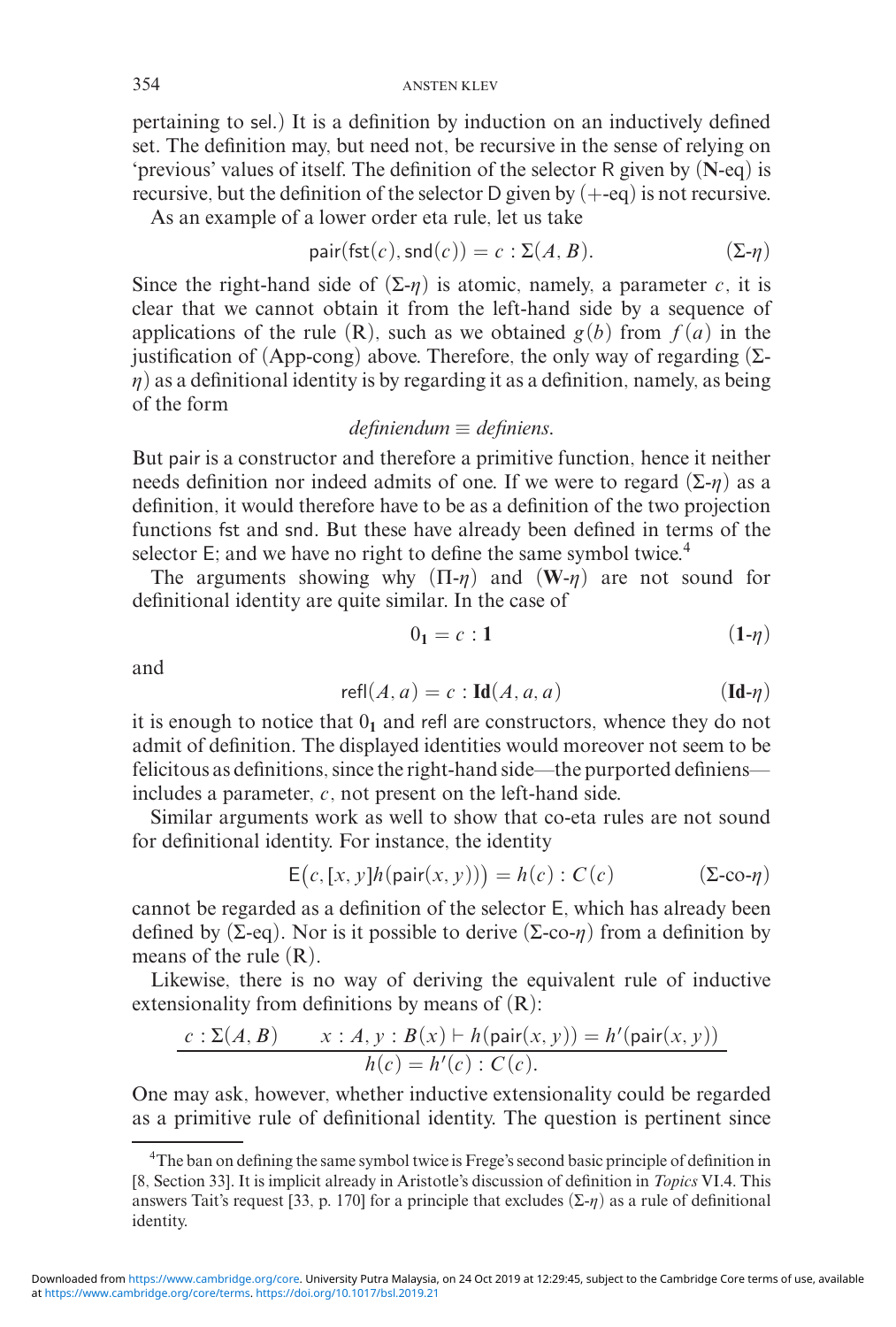pertaining to sel.) It is a definition by induction on an inductively defined set. The definition may, but need not, be recursive in the sense of relying on 'previous' values of itself. The definition of the selector R given by (**N**-eq) is recursive, but the definition of the selector D given by (+-eq) is not recursive.

As an example of a lower order eta rule, let us take

$$\mathsf{pair}(\mathsf{fst}(c), \mathsf{snd}(c)) = c : \Sigma(A, B). \tag{$\Sigma$-$\eta$}$$

Since the right-hand side of ($\Sigma$-$\eta$) is atomic, namely, a parameter $c$, it is clear that we cannot obtain it from the left-hand side by a sequence of applications of the rule (R), such as we obtained $g(b)$ from $f(a)$ in the justification of (App-cong) above. Therefore, the only way of regarding ($\Sigma$-$\eta$) as a definitional identity is by regarding it as a definition, namely, as being of the form

$$\textit{definiendum} \equiv \textit{definiens}.$$

But pair is a constructor and therefore a primitive function, hence it neither needs definition nor indeed admits of one. If we were to regard ($\Sigma$-$\eta$) as a definition, it would therefore have to be as a definition of the two projection functions fst and snd. But these have already been defined in terms of the selector E; and we have no right to define the same symbol twice.[4]

The arguments showing why ($\Pi$-$\eta$) and (**W**-$\eta$) are not sound for definitional identity are quite similar. In the case of

$$0_{\mathbf{1}} = c : \mathbf{1} \tag{$\mathbf{1}$-$\eta$}$$

and

$$\mathsf{refl}(A, a) = c : \mathbf{Id}(A, a, a) \tag{$\mathbf{Id}$-$\eta$}$$

it is enough to notice that $0_{\mathbf{1}}$ and refl are constructors, whence they do not admit of definition. The displayed identities would moreover not seem to be felicitous as definitions, since the right-hand side—the purported definiens—includes a parameter, $c$, not present on the left-hand side.

Similar arguments work as well to show that co-eta rules are not sound for definitional identity. For instance, the identity

$$\mathsf{E}\big(c, [x, y]h(\mathsf{pair}(x, y))\big) = h(c) : C(c) \tag{$\Sigma$-co-$\eta$}$$

cannot be regarded as a definition of the selector E, which has already been defined by ($\Sigma$-eq). Nor is it possible to derive ($\Sigma$-co-$\eta$) from a definition by means of the rule (R).

Likewise, there is no way of deriving the equivalent rule of inductive extensionality from definitions by means of (R):

$$\frac{c : \Sigma(A, B) \qquad x : A, y : B(x) \vdash h(\mathsf{pair}(x, y)) = h'(\mathsf{pair}(x, y))}{h(c) = h'(c) : C(c).}$$

One may ask, however, whether inductive extensionality could be regarded as a primitive rule of definitional identity. The question is pertinent since

[4] The ban on defining the same symbol twice is Frege's second basic principle of definition in [8, Section 33]. It is implicit already in Aristotle's discussion of definition in *Topics* VI.4. This answers Tait's request [33, p. 170] for a principle that excludes ($\Sigma$-$\eta$) as a rule of definitional identity.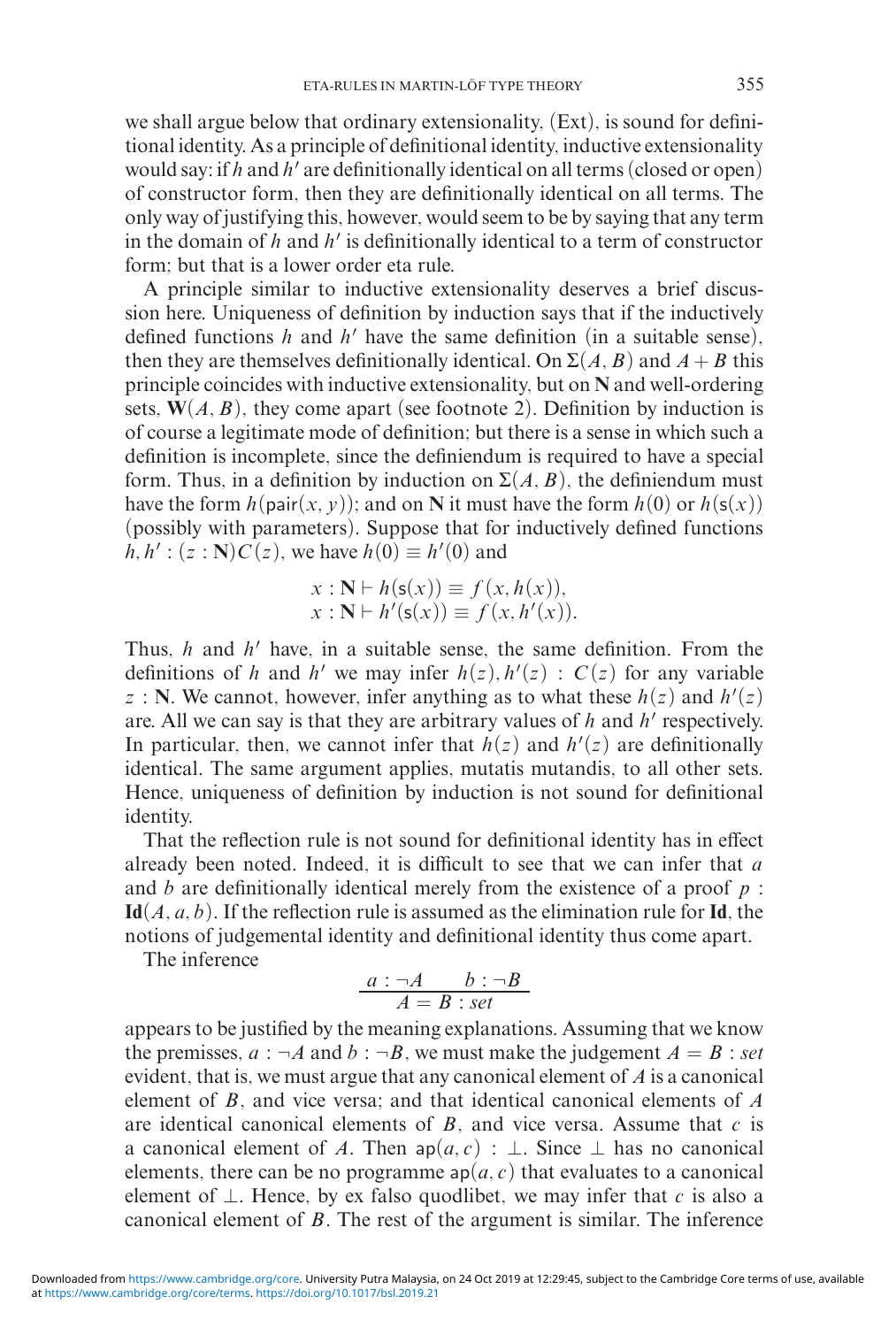we shall argue below that ordinary extensionality, (Ext), is sound for definitional identity. As a principle of definitional identity, inductive extensionality would say: if $h$ and $h'$ are definitionally identical on all terms (closed or open) of constructor form, then they are definitionally identical on all terms. The only way of justifying this, however, would seem to be by saying that any term in the domain of $h$ and $h'$ is definitionally identical to a term of constructor form; but that is a lower order eta rule.

A principle similar to inductive extensionality deserves a brief discussion here. Uniqueness of definition by induction says that if the inductively defined functions $h$ and $h'$ have the same definition (in a suitable sense), then they are themselves definitionally identical. On $\Sigma(A, B)$ and $A + B$ this principle coincides with inductive extensionality, but on $\mathbf{N}$ and well-ordering sets, $\mathbf{W}(A, B)$, they come apart (see footnote 2). Definition by induction is of course a legitimate mode of definition; but there is a sense in which such a definition is incomplete, since the definiendum is required to have a special form. Thus, in a definition by induction on $\Sigma(A, B)$, the definiendum must have the form $h(\mathsf{pair}(x, y))$; and on $\mathbf{N}$ it must have the form $h(0)$ or $h(\mathsf{s}(x))$ (possibly with parameters). Suppose that for inductively defined functions $h, h' : (z : \mathbf{N})C(z)$, we have $h(0) \equiv h'(0)$ and

$$
\begin{aligned}
x : \mathbf{N} &\vdash h(\mathsf{s}(x)) \equiv f(x, h(x)), \\
x : \mathbf{N} &\vdash h'(\mathsf{s}(x)) \equiv f(x, h'(x)).
\end{aligned}
$$

Thus, $h$ and $h'$ have, in a suitable sense, the same definition. From the definitions of $h$ and $h'$ we may infer $h(z), h'(z) : C(z)$ for any variable $z : \mathbf{N}$. We cannot, however, infer anything as to what these $h(z)$ and $h'(z)$ are. All we can say is that they are arbitrary values of $h$ and $h'$ respectively. In particular, then, we cannot infer that $h(z)$ and $h'(z)$ are definitionally identical. The same argument applies, mutatis mutandis, to all other sets. Hence, uniqueness of definition by induction is not sound for definitional identity.

That the reflection rule is not sound for definitional identity has in effect already been noted. Indeed, it is difficult to see that we can infer that $a$ and $b$ are definitionally identical merely from the existence of a proof $p : \mathbf{Id}(A, a, b)$. If the reflection rule is assumed as the elimination rule for $\mathbf{Id}$, the notions of judgemental identity and definitional identity thus come apart.

The inference

$$
\frac{a : \neg A \qquad b : \neg B}{A = B : set}
$$

appears to be justified by the meaning explanations. Assuming that we know the premisses, $a : \neg A$ and $b : \neg B$, we must make the judgement $A = B : set$ evident, that is, we must argue that any canonical element of $A$ is a canonical element of $B$, and vice versa; and that identical canonical elements of $A$ are identical canonical elements of $B$, and vice versa. Assume that $c$ is a canonical element of $A$. Then $\mathsf{ap}(a, c) : \bot$. Since $\bot$ has no canonical elements, there can be no programme $\mathsf{ap}(a, c)$ that evaluates to a canonical element of $\bot$. Hence, by ex falso quodlibet, we may infer that $c$ is also a canonical element of $B$. The rest of the argument is similar. The inference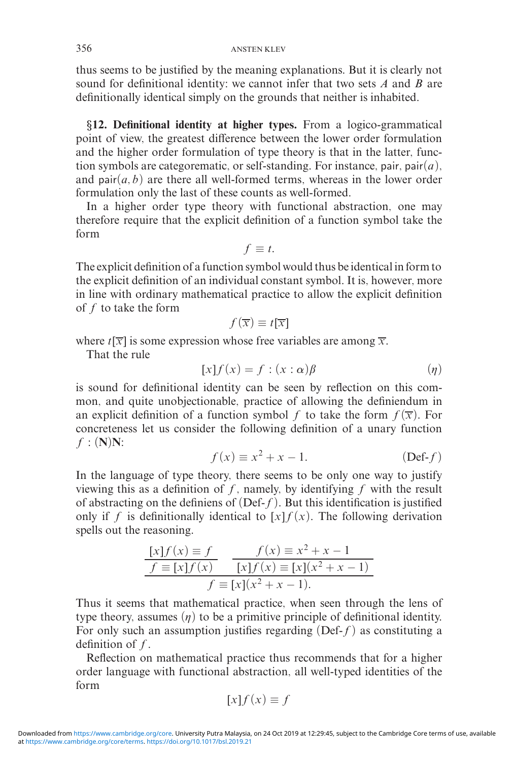thus seems to be justified by the meaning explanations. But it is clearly not sound for definitional identity: we cannot infer that two sets $A$ and $B$ are definitionally identical simply on the grounds that neither is inhabited.

**§12. Definitional identity at higher types.** From a logico-grammatical point of view, the greatest difference between the lower order formulation and the higher order formulation of type theory is that in the latter, function symbols are categorematic, or self-standing. For instance, $\mathsf{pair}$, $\mathsf{pair}(a)$, and $\mathsf{pair}(a, b)$ are there all well-formed terms, whereas in the lower order formulation only the last of these counts as well-formed.

In a higher order type theory with functional abstraction, one may therefore require that the explicit definition of a function symbol take the form

$$f \equiv t.$$

The explicit definition of a function symbol would thus be identical in form to the explicit definition of an individual constant symbol. It is, however, more in line with ordinary mathematical practice to allow the explicit definition of $f$ to take the form

$$f(\overline{x}) \equiv t[\overline{x}]$$

where $t[\overline{x}]$ is some expression whose free variables are among $\overline{x}$.

That the rule

$$[x]f(x) = f : (x : \alpha)\beta \tag{$\eta$}$$

is sound for definitional identity can be seen by reflection on this common, and quite unobjectionable, practice of allowing the definiendum in an explicit definition of a function symbol $f$ to take the form $f(\overline{x})$. For concreteness let us consider the following definition of a unary function $f : (\mathbf{N})\mathbf{N}$:

$$f(x) \equiv x^2 + x - 1. \tag{Def-$f$}$$

In the language of type theory, there seems to be only one way to justify viewing this as a definition of $f$, namely, by identifying $f$ with the result of abstracting on the definiens of (Def-$f$). But this identification is justified only if $f$ is definitionally identical to $[x]f(x)$. The following derivation spells out the reasoning.

$$\dfrac{\dfrac{[x]f(x) \equiv f}{f \equiv [x]f(x)} \qquad \dfrac{f(x) \equiv x^2 + x - 1}{[x]f(x) \equiv [x](x^2 + x - 1)}}{f \equiv [x](x^2 + x - 1).}$$

Thus it seems that mathematical practice, when seen through the lens of type theory, assumes $(\eta)$ to be a primitive principle of definitional identity. For only such an assumption justifies regarding (Def-$f$) as constituting a definition of $f$.

Reflection on mathematical practice thus recommends that for a higher order language with functional abstraction, all well-typed identities of the form

$$[x]f(x) \equiv f$$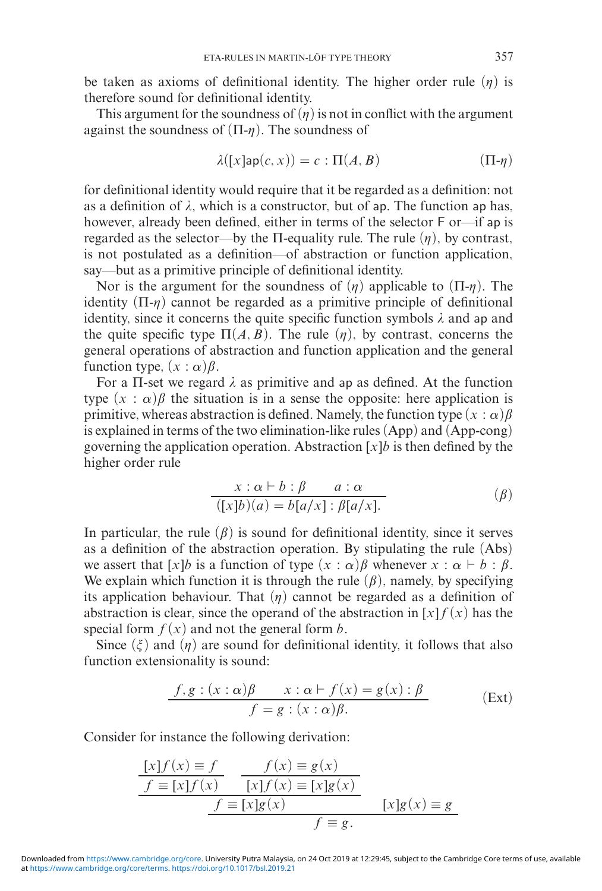be taken as axioms of definitional identity. The higher order rule $(\eta)$ is therefore sound for definitional identity.

This argument for the soundness of $(\eta)$ is not in conflict with the argument against the soundness of $(\Pi\text{-}\eta)$. The soundness of

$$\lambda([x]\mathsf{ap}(c, x)) = c : \Pi(A, B) \tag{$\Pi$-$\eta$}$$

for definitional identity would require that it be regarded as a definition: not as a definition of $\lambda$, which is a constructor, but of $\mathsf{ap}$. The function $\mathsf{ap}$ has, however, already been defined, either in terms of the selector $\mathsf{F}$ or—if $\mathsf{ap}$ is regarded as the selector—by the $\Pi$-equality rule. The rule $(\eta)$, by contrast, is not postulated as a definition—of abstraction or function application, say—but as a primitive principle of definitional identity.

Nor is the argument for the soundness of $(\eta)$ applicable to $(\Pi\text{-}\eta)$. The identity $(\Pi\text{-}\eta)$ cannot be regarded as a primitive principle of definitional identity, since it concerns the quite specific function symbols $\lambda$ and $\mathsf{ap}$ and the quite specific type $\Pi(A, B)$. The rule $(\eta)$, by contrast, concerns the general operations of abstraction and function application and the general function type, $(x : \alpha)\beta$.

For a $\Pi$-set we regard $\lambda$ as primitive and $\mathsf{ap}$ as defined. At the function type $(x : \alpha)\beta$ the situation is in a sense the opposite: here application is primitive, whereas abstraction is defined. Namely, the function type $(x : \alpha)\beta$ is explained in terms of the two elimination-like rules (App) and (App-cong) governing the application operation. Abstraction $[x]b$ is then defined by the higher order rule

$$\frac{x : \alpha \vdash b : \beta \qquad a : \alpha}{([x]b)(a) = b[a/x] : \beta[a/x].} \tag{$\beta$}$$

In particular, the rule $(\beta)$ is sound for definitional identity, since it serves as a definition of the abstraction operation. By stipulating the rule (Abs) we assert that $[x]b$ is a function of type $(x : \alpha)\beta$ whenever $x : \alpha \vdash b : \beta$. We explain which function it is through the rule $(\beta)$, namely, by specifying its application behaviour. That $(\eta)$ cannot be regarded as a definition of abstraction is clear, since the operand of the abstraction in $[x]f(x)$ has the special form $f(x)$ and not the general form $b$.

Since $(\xi)$ and $(\eta)$ are sound for definitional identity, it follows that also function extensionality is sound:

$$\frac{f, g : (x : \alpha)\beta \qquad x : \alpha \vdash f(x) = g(x) : \beta}{f = g : (x : \alpha)\beta.} \tag{Ext}$$

Consider for instance the following derivation:

$$\dfrac{\dfrac{\dfrac{[x]f(x) \equiv f}{f \equiv [x]f(x)} \qquad \dfrac{f(x) \equiv g(x)}{[x]f(x) \equiv [x]g(x)}}{f \equiv [x]g(x)} \qquad [x]g(x) \equiv g}{f \equiv g.}$$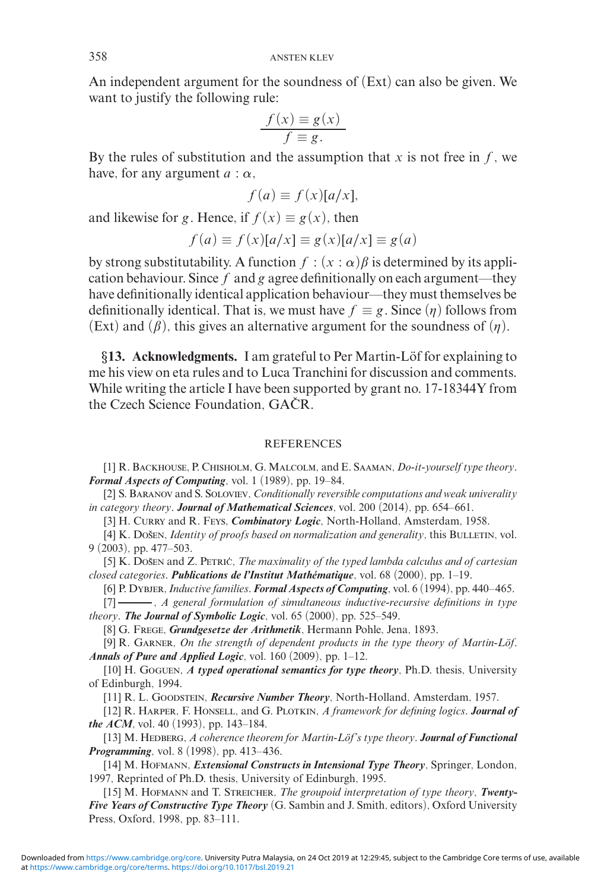An independent argument for the soundness of (Ext) can also be given. We want to justify the following rule:

$$\frac{f(x) \equiv g(x)}{f \equiv g.}$$

By the rules of substitution and the assumption that $x$ is not free in $f$, we have, for any argument $a : \alpha$,

$$f(a) \equiv f(x)[a/x],$$

and likewise for $g$. Hence, if $f(x) \equiv g(x)$, then

$$f(a) \equiv f(x)[a/x] \equiv g(x)[a/x] \equiv g(a)$$

by strong substitutability. A function $f : (x : \alpha)\beta$ is determined by its application behaviour. Since $f$ and $g$ agree definitionally on each argument—they have definitionally identical application behaviour—they must themselves be definitionally identical. That is, we must have $f \equiv g$. Since $(\eta)$ follows from (Ext) and $(\beta)$, this gives an alternative argument for the soundness of $(\eta)$.

**§13. Acknowledgments.** I am grateful to Per Martin-Löf for explaining to me his view on eta rules and to Luca Tranchini for discussion and comments. While writing the article I have been supported by grant no. 17-18344Y from the Czech Science Foundation, GAČR.

## REFERENCES

[1] R. Backhouse, P. Chisholm, G. Malcolm, and E. Saaman, *Do-it-yourself type theory*. ***Formal Aspects of Computing***, vol. 1 (1989), pp. 19–84.

[2] S. Baranov and S. Soloviev, *Conditionally reversible computations and weak univerality in category theory*. ***Journal of Mathematical Sciences***, vol. 200 (2014), pp. 654–661.

[3] H. Curry and R. Feys, ***Combinatory Logic***, North-Holland, Amsterdam, 1958.

[4] K. Došen, *Identity of proofs based on normalization and generality*, this Bulletin, vol. 9 (2003), pp. 477–503.

[5] K. Došen and Z. Petrić, *The maximality of the typed lambda calculus and of cartesian closed categories*. ***Publications de l'Institut Mathématique***, vol. 68 (2000), pp. 1–19.

[6] P. Dybjer, *Inductive families*. ***Formal Aspects of Computing***, vol. 6 (1994), pp. 440–465.

[7] ———, *A general formulation of simultaneous inductive-recursive definitions in type theory*. ***The Journal of Symbolic Logic***, vol. 65 (2000), pp. 525–549.

[8] G. Frege, ***Grundgesetze der Arithmetik***, Hermann Pohle, Jena, 1893.

[9] R. Garner, *On the strength of dependent products in the type theory of Martin-Löf*. ***Annals of Pure and Applied Logic***, vol. 160 (2009), pp. 1–12.

[10] H. Goguen, ***A typed operational semantics for type theory***, Ph.D. thesis, University of Edinburgh, 1994.

[11] R. L. Goodstein, ***Recursive Number Theory***, North-Holland, Amsterdam, 1957.

[12] R. Harper, F. Honsell, and G. Plotkin, *A framework for defining logics*. ***Journal of the ACM***, vol. 40 (1993), pp. 143–184.

[13] M. Hedberg, *A coherence theorem for Martin-Löf's type theory*. ***Journal of Functional Programming***, vol. 8 (1998), pp. 413–436.

[14] M. Hofmann, ***Extensional Constructs in Intensional Type Theory***, Springer, London, 1997, Reprinted of Ph.D. thesis, University of Edinburgh, 1995.

[15] M. Hofmann and T. Streicher, *The groupoid interpretation of type theory*, ***Twenty-Five Years of Constructive Type Theory*** (G. Sambin and J. Smith, editors), Oxford University Press, Oxford, 1998, pp. 83–111.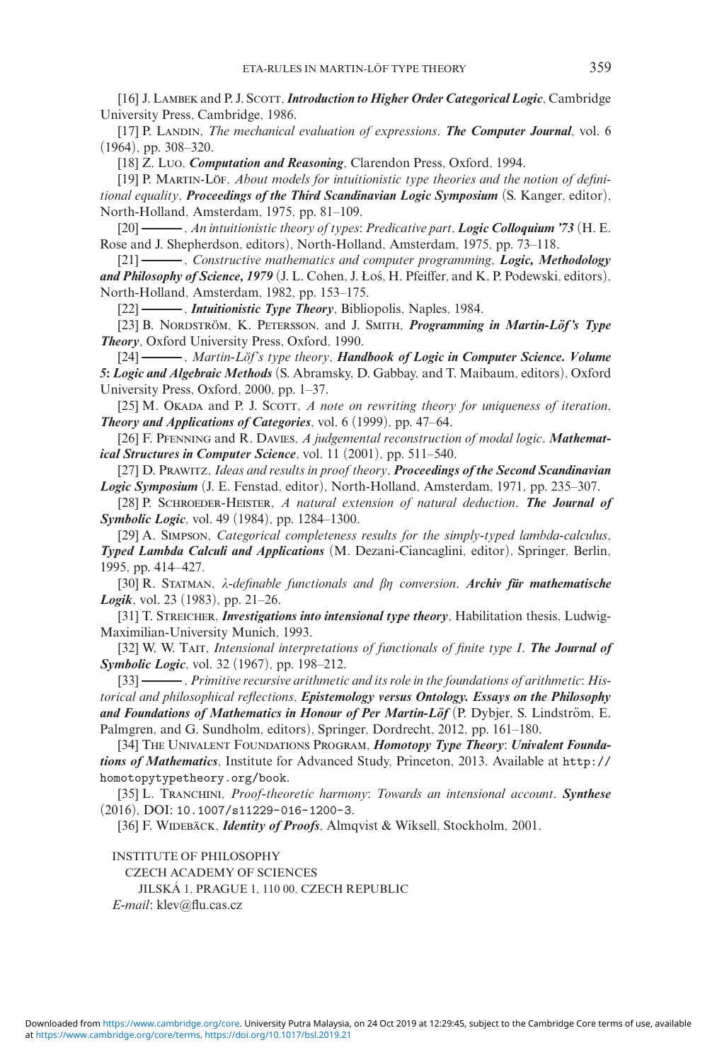[16] J. Lambek and P. J. Scott, ***Introduction to Higher Order Categorical Logic***, Cambridge University Press, Cambridge, 1986.

[17] P. Landin, *The mechanical evaluation of expressions*. ***The Computer Journal***, vol. 6 (1964), pp. 308–320.

[18] Z. Luo, ***Computation and Reasoning***, Clarendon Press, Oxford, 1994.

[19] P. Martin-Löf, *About models for intuitionistic type theories and the notion of definitional equality*, ***Proceedings of the Third Scandinavian Logic Symposium*** (S. Kanger, editor), North-Holland, Amsterdam, 1975, pp. 81–109.

[20] ———, *An intuitionistic theory of types*: *Predicative part*, ***Logic Colloquium '73*** (H. E. Rose and J. Shepherdson, editors), North-Holland, Amsterdam, 1975, pp. 73–118.

[21] ———, *Constructive mathematics and computer programming*, ***Logic, Methodology and Philosophy of Science, 1979*** (J. L. Cohen, J. Łoś, H. Pfeiffer, and K. P. Podewski, editors), North-Holland, Amsterdam, 1982, pp. 153–175.

[22] ———, ***Intuitionistic Type Theory***, Bibliopolis, Naples, 1984.

[23] B. Nordström, K. Petersson, and J. Smith, ***Programming in Martin-Löf's Type Theory***, Oxford University Press, Oxford, 1990.

[24] ———, *Martin-Löf's type theory*, ***Handbook of Logic in Computer Science. Volume 5: Logic and Algebraic Methods*** (S. Abramsky, D. Gabbay, and T. Maibaum, editors), Oxford University Press, Oxford, 2000, pp. 1–37.

[25] M. Okada and P. J. Scott, *A note on rewriting theory for uniqueness of iteration*. ***Theory and Applications of Categories***, vol. 6 (1999), pp. 47–64.

[26] F. Pfenning and R. Davies, *A judgemental reconstruction of modal logic*. ***Mathematical Structures in Computer Science***, vol. 11 (2001), pp. 511–540.

[27] D. Prawitz, *Ideas and results in proof theory*, ***Proceedings of the Second Scandinavian Logic Symposium*** (J. E. Fenstad, editor), North-Holland, Amsterdam, 1971, pp. 235–307.

[28] P. Schroeder-Heister, *A natural extension of natural deduction*. ***The Journal of Symbolic Logic***, vol. 49 (1984), pp. 1284–1300.

[29] A. Simpson, *Categorical completeness results for the simply-typed lambda-calculus*, ***Typed Lambda Calculi and Applications*** (M. Dezani-Ciancaglini, editor), Springer, Berlin, 1995, pp. 414–427.

[30] R. Statman, *$\lambda$-definable functionals and $\beta\eta$ conversion*. ***Archiv für mathematische Logik***, vol. 23 (1983), pp. 21–26.

[31] T. Streicher, ***Investigations into intensional type theory***, Habilitation thesis, Ludwig-Maximilian-University Munich, 1993.

[32] W. W. Tait, *Intensional interpretations of functionals of finite type I*. ***The Journal of Symbolic Logic***, vol. 32 (1967), pp. 198–212.

[33] ———, *Primitive recursive arithmetic and its role in the foundations of arithmetic*: *Historical and philosophical reflections*, ***Epistemology versus Ontology. Essays on the Philosophy and Foundations of Mathematics in Honour of Per Martin-Löf*** (P. Dybjer, S. Lindström, E. Palmgren, and G. Sundholm, editors), Springer, Dordrecht, 2012, pp. 161–180.

[34] The Univalent Foundations Program, ***Homotopy Type Theory***: ***Univalent Foundations of Mathematics***, Institute for Advanced Study, Princeton, 2013. Available at http://homotopytypetheory.org/book.

[35] L. Tranchini, *Proof-theoretic harmony*: *Towards an intensional account*. ***Synthese*** (2016), DOI: 10.1007/s11229-016-1200-3.

[36] F. Widebäck, ***Identity of Proofs***, Almqvist & Wiksell, Stockholm, 2001.

INSTITUTE OF PHILOSOPHY
CZECH ACADEMY OF SCIENCES
JILSKÁ 1, PRAGUE 1, 110 00, CZECH REPUBLIC
*E-mail*: klev@flu.cas.cz